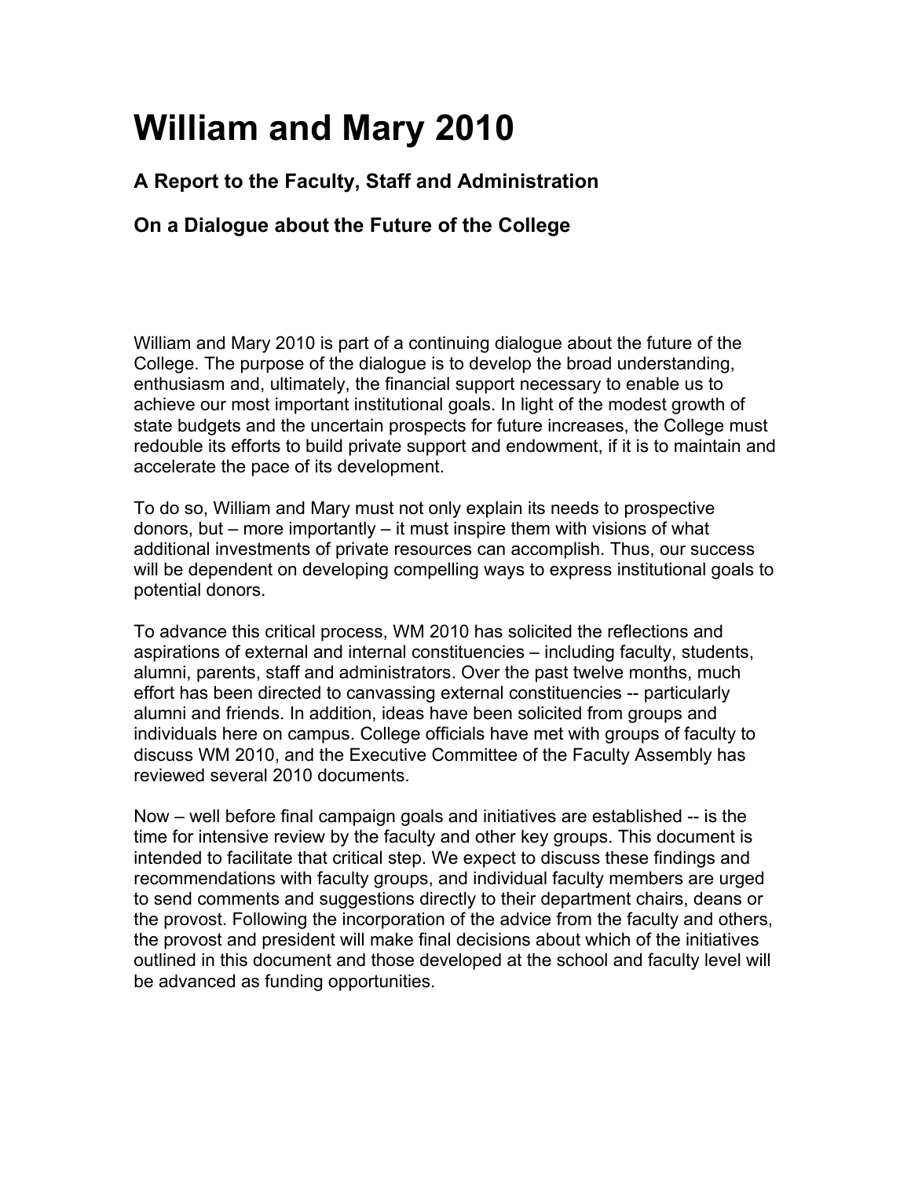# William and Mary 2010

### A Report to the Faculty, Staff and Administration

### On a Dialogue about the Future of the College

William and Mary 2010 is part of a continuing dialogue about the future of the College. The purpose of the dialogue is to develop the broad understanding, enthusiasm and, ultimately, the financial support necessary to enable us to achieve our most important institutional goals. In light of the modest growth of state budgets and the uncertain prospects for future increases, the College must redouble its efforts to build private support and endowment, if it is to maintain and accelerate the pace of its development.

To do so, William and Mary must not only explain its needs to prospective donors, but – more importantly – it must inspire them with visions of what additional investments of private resources can accomplish. Thus, our success will be dependent on developing compelling ways to express institutional goals to potential donors.

To advance this critical process, WM 2010 has solicited the reflections and aspirations of external and internal constituencies – including faculty, students, alumni, parents, staff and administrators. Over the past twelve months, much effort has been directed to canvassing external constituencies -- particularly alumni and friends. In addition, ideas have been solicited from groups and individuals here on campus. College officials have met with groups of faculty to discuss WM 2010, and the Executive Committee of the Faculty Assembly has reviewed several 2010 documents.

Now – well before final campaign goals and initiatives are established -- is the time for intensive review by the faculty and other key groups. This document is intended to facilitate that critical step. We expect to discuss these findings and recommendations with faculty groups, and individual faculty members are urged to send comments and suggestions directly to their department chairs, deans or the provost. Following the incorporation of the advice from the faculty and others, the provost and president will make final decisions about which of the initiatives outlined in this document and those developed at the school and faculty level will be advanced as funding opportunities.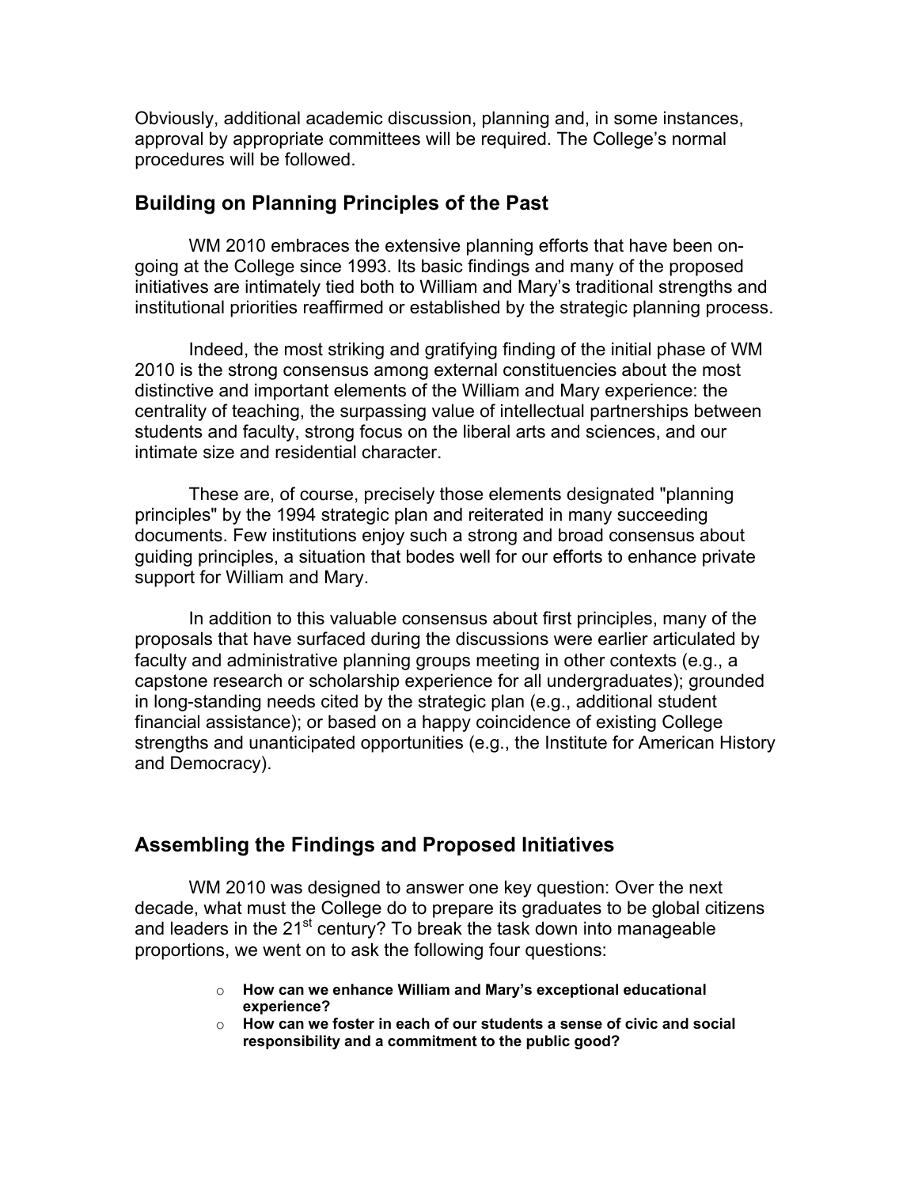Obviously, additional academic discussion, planning and, in some instances, approval by appropriate committees will be required. The College's normal procedures will be followed.

## Building on Planning Principles of the Past

WM 2010 embraces the extensive planning efforts that have been on-going at the College since 1993. Its basic findings and many of the proposed initiatives are intimately tied both to William and Mary's traditional strengths and institutional priorities reaffirmed or established by the strategic planning process.

Indeed, the most striking and gratifying finding of the initial phase of WM 2010 is the strong consensus among external constituencies about the most distinctive and important elements of the William and Mary experience: the centrality of teaching, the surpassing value of intellectual partnerships between students and faculty, strong focus on the liberal arts and sciences, and our intimate size and residential character.

These are, of course, precisely those elements designated "planning principles" by the 1994 strategic plan and reiterated in many succeeding documents. Few institutions enjoy such a strong and broad consensus about guiding principles, a situation that bodes well for our efforts to enhance private support for William and Mary.

In addition to this valuable consensus about first principles, many of the proposals that have surfaced during the discussions were earlier articulated by faculty and administrative planning groups meeting in other contexts (e.g., a capstone research or scholarship experience for all undergraduates); grounded in long-standing needs cited by the strategic plan (e.g., additional student financial assistance); or based on a happy coincidence of existing College strengths and unanticipated opportunities (e.g., the Institute for American History and Democracy).

## Assembling the Findings and Proposed Initiatives

WM 2010 was designed to answer one key question: Over the next decade, what must the College do to prepare its graduates to be global citizens and leaders in the 21st century? To break the task down into manageable proportions, we went on to ask the following four questions:

- **How can we enhance William and Mary's exceptional educational experience?**
- **How can we foster in each of our students a sense of civic and social responsibility and a commitment to the public good?**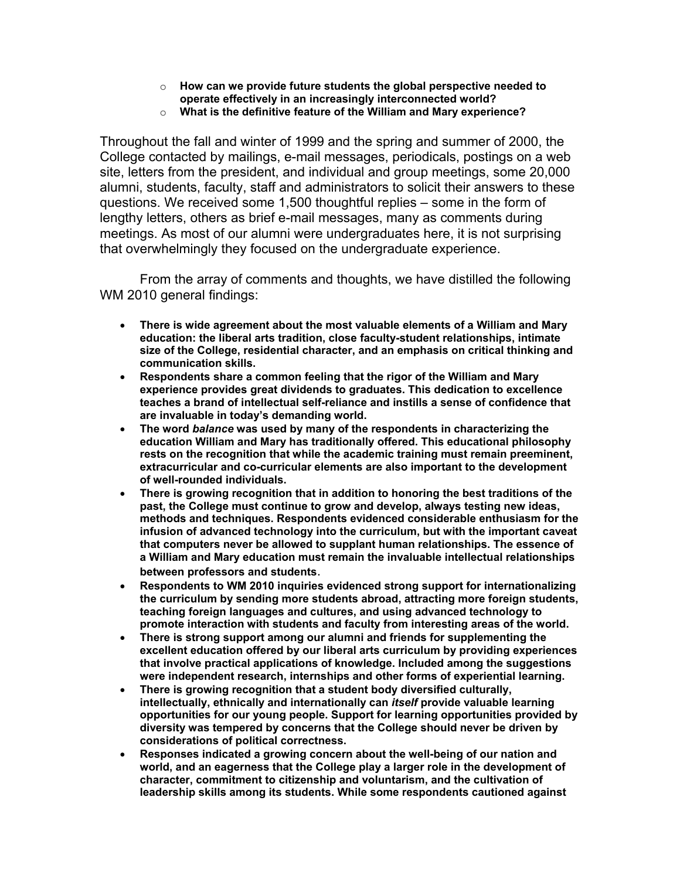- **How can we provide future students the global perspective needed to operate effectively in an increasingly interconnected world?**
- **What is the definitive feature of the William and Mary experience?**

Throughout the fall and winter of 1999 and the spring and summer of 2000, the College contacted by mailings, e-mail messages, periodicals, postings on a web site, letters from the president, and individual and group meetings, some 20,000 alumni, students, faculty, staff and administrators to solicit their answers to these questions. We received some 1,500 thoughtful replies – some in the form of lengthy letters, others as brief e-mail messages, many as comments during meetings. As most of our alumni were undergraduates here, it is not surprising that overwhelmingly they focused on the undergraduate experience.

From the array of comments and thoughts, we have distilled the following WM 2010 general findings:

- **There is wide agreement about the most valuable elements of a William and Mary education: the liberal arts tradition, close faculty-student relationships, intimate size of the College, residential character, and an emphasis on critical thinking and communication skills.**
- **Respondents share a common feeling that the rigor of the William and Mary experience provides great dividends to graduates. This dedication to excellence teaches a brand of intellectual self-reliance and instills a sense of confidence that are invaluable in today's demanding world.**
- **The word *balance* was used by many of the respondents in characterizing the education William and Mary has traditionally offered. This educational philosophy rests on the recognition that while the academic training must remain preeminent, extracurricular and co-curricular elements are also important to the development of well-rounded individuals.**
- **There is growing recognition that in addition to honoring the best traditions of the past, the College must continue to grow and develop, always testing new ideas, methods and techniques. Respondents evidenced considerable enthusiasm for the infusion of advanced technology into the curriculum, but with the important caveat that computers never be allowed to supplant human relationships. The essence of a William and Mary education must remain the invaluable intellectual relationships between professors and students.**
- **Respondents to WM 2010 inquiries evidenced strong support for internationalizing the curriculum by sending more students abroad, attracting more foreign students, teaching foreign languages and cultures, and using advanced technology to promote interaction with students and faculty from interesting areas of the world.**
- **There is strong support among our alumni and friends for supplementing the excellent education offered by our liberal arts curriculum by providing experiences that involve practical applications of knowledge. Included among the suggestions were independent research, internships and other forms of experiential learning.**
- **There is growing recognition that a student body diversified culturally, intellectually, ethnically and internationally can *itself* provide valuable learning opportunities for our young people. Support for learning opportunities provided by diversity was tempered by concerns that the College should never be driven by considerations of political correctness.**
- **Responses indicated a growing concern about the well-being of our nation and world, and an eagerness that the College play a larger role in the development of character, commitment to citizenship and voluntarism, and the cultivation of leadership skills among its students. While some respondents cautioned against**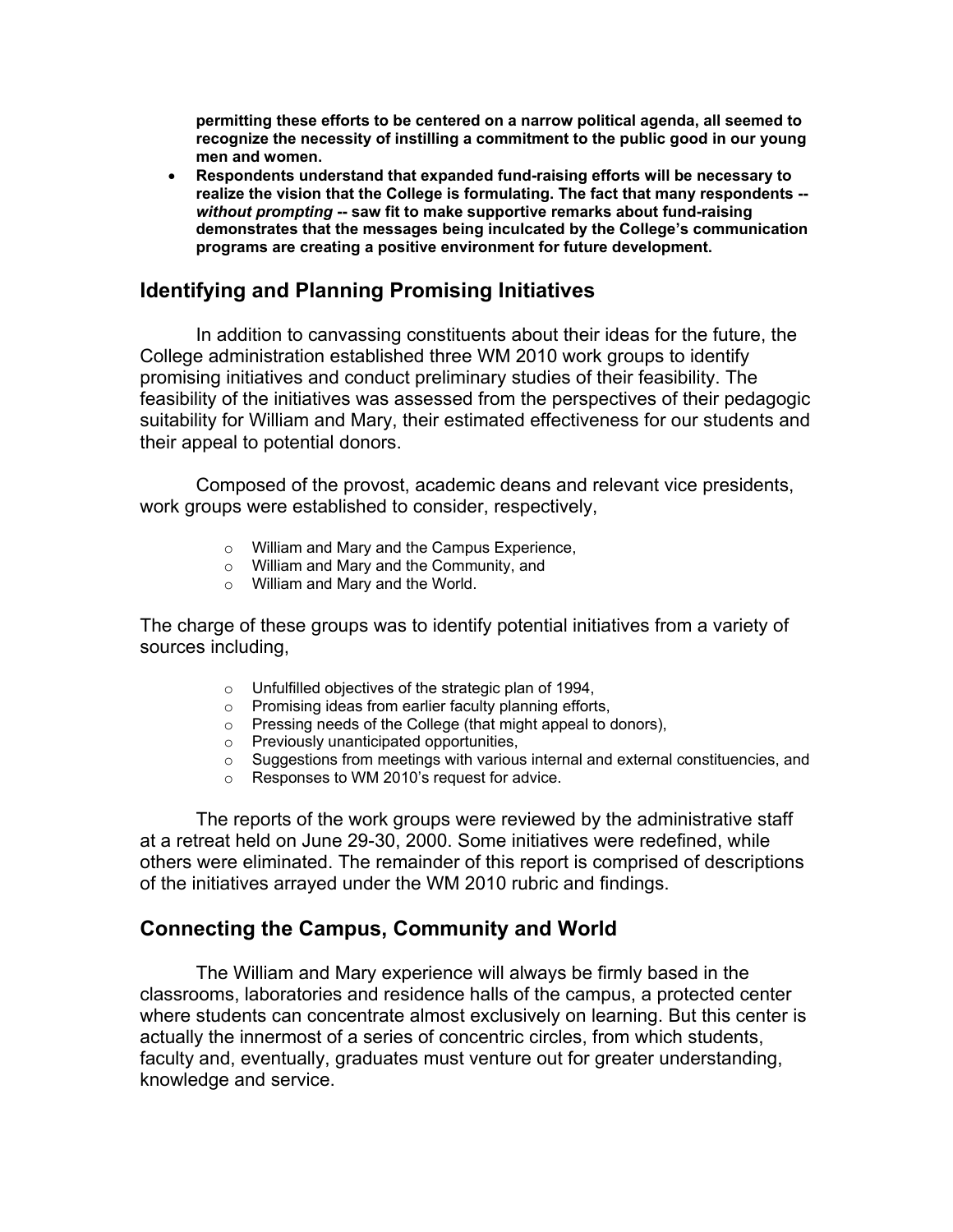**permitting these efforts to be centered on a narrow political agenda, all seemed to recognize the necessity of instilling a commitment to the public good in our young men and women.**

- **Respondents understand that expanded fund-raising efforts will be necessary to realize the vision that the College is formulating. The fact that many respondents -- *without prompting* -- saw fit to make supportive remarks about fund-raising demonstrates that the messages being inculcated by the College's communication programs are creating a positive environment for future development.**

## Identifying and Planning Promising Initiatives

In addition to canvassing constituents about their ideas for the future, the College administration established three WM 2010 work groups to identify promising initiatives and conduct preliminary studies of their feasibility. The feasibility of the initiatives was assessed from the perspectives of their pedagogic suitability for William and Mary, their estimated effectiveness for our students and their appeal to potential donors.

Composed of the provost, academic deans and relevant vice presidents, work groups were established to consider, respectively,

- William and Mary and the Campus Experience,
- William and Mary and the Community, and
- William and Mary and the World.

The charge of these groups was to identify potential initiatives from a variety of sources including,

- Unfulfilled objectives of the strategic plan of 1994,
- Promising ideas from earlier faculty planning efforts,
- Pressing needs of the College (that might appeal to donors),
- Previously unanticipated opportunities,
- Suggestions from meetings with various internal and external constituencies, and
- Responses to WM 2010's request for advice.

The reports of the work groups were reviewed by the administrative staff at a retreat held on June 29-30, 2000. Some initiatives were redefined, while others were eliminated. The remainder of this report is comprised of descriptions of the initiatives arrayed under the WM 2010 rubric and findings.

## Connecting the Campus, Community and World

The William and Mary experience will always be firmly based in the classrooms, laboratories and residence halls of the campus, a protected center where students can concentrate almost exclusively on learning. But this center is actually the innermost of a series of concentric circles, from which students, faculty and, eventually, graduates must venture out for greater understanding, knowledge and service.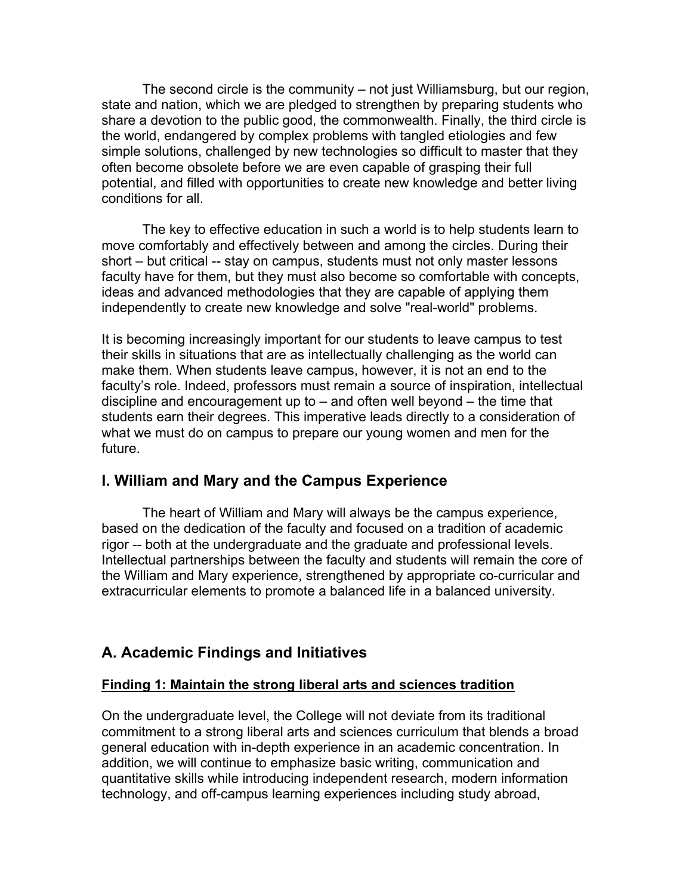The second circle is the community – not just Williamsburg, but our region, state and nation, which we are pledged to strengthen by preparing students who share a devotion to the public good, the commonwealth. Finally, the third circle is the world, endangered by complex problems with tangled etiologies and few simple solutions, challenged by new technologies so difficult to master that they often become obsolete before we are even capable of grasping their full potential, and filled with opportunities to create new knowledge and better living conditions for all.

The key to effective education in such a world is to help students learn to move comfortably and effectively between and among the circles. During their short – but critical -- stay on campus, students must not only master lessons faculty have for them, but they must also become so comfortable with concepts, ideas and advanced methodologies that they are capable of applying them independently to create new knowledge and solve "real-world" problems.

It is becoming increasingly important for our students to leave campus to test their skills in situations that are as intellectually challenging as the world can make them. When students leave campus, however, it is not an end to the faculty's role. Indeed, professors must remain a source of inspiration, intellectual discipline and encouragement up to – and often well beyond – the time that students earn their degrees. This imperative leads directly to a consideration of what we must do on campus to prepare our young women and men for the future.

## I. William and Mary and the Campus Experience

The heart of William and Mary will always be the campus experience, based on the dedication of the faculty and focused on a tradition of academic rigor -- both at the undergraduate and the graduate and professional levels. Intellectual partnerships between the faculty and students will remain the core of the William and Mary experience, strengthened by appropriate co-curricular and extracurricular elements to promote a balanced life in a balanced university.

## A. Academic Findings and Initiatives

### Finding 1: Maintain the strong liberal arts and sciences tradition

On the undergraduate level, the College will not deviate from its traditional commitment to a strong liberal arts and sciences curriculum that blends a broad general education with in-depth experience in an academic concentration. In addition, we will continue to emphasize basic writing, communication and quantitative skills while introducing independent research, modern information technology, and off-campus learning experiences including study abroad,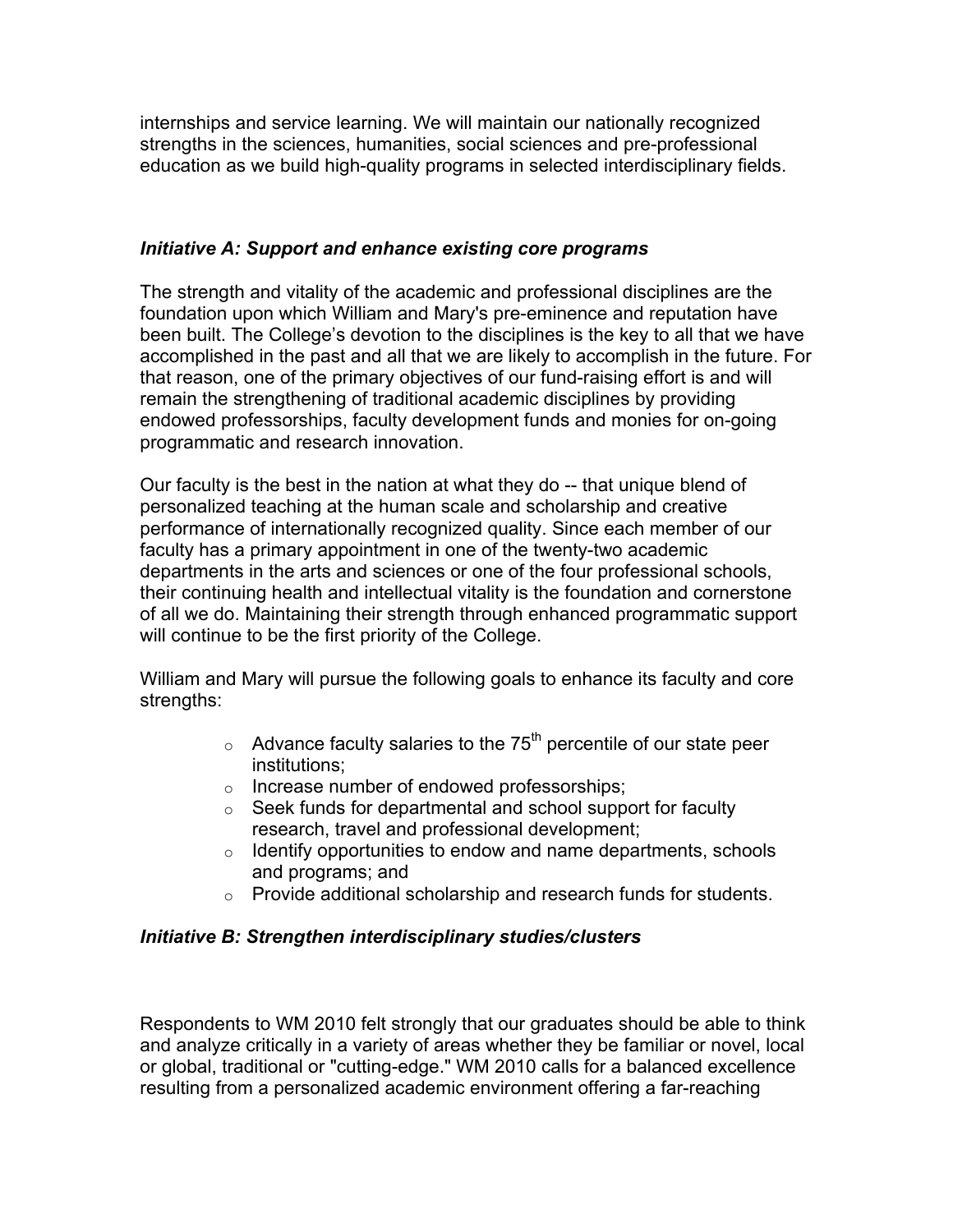internships and service learning. We will maintain our nationally recognized strengths in the sciences, humanities, social sciences and pre-professional education as we build high-quality programs in selected interdisciplinary fields.

### *Initiative A: Support and enhance existing core programs*

The strength and vitality of the academic and professional disciplines are the foundation upon which William and Mary's pre-eminence and reputation have been built. The College's devotion to the disciplines is the key to all that we have accomplished in the past and all that we are likely to accomplish in the future. For that reason, one of the primary objectives of our fund-raising effort is and will remain the strengthening of traditional academic disciplines by providing endowed professorships, faculty development funds and monies for on-going programmatic and research innovation.

Our faculty is the best in the nation at what they do -- that unique blend of personalized teaching at the human scale and scholarship and creative performance of internationally recognized quality. Since each member of our faculty has a primary appointment in one of the twenty-two academic departments in the arts and sciences or one of the four professional schools, their continuing health and intellectual vitality is the foundation and cornerstone of all we do. Maintaining their strength through enhanced programmatic support will continue to be the first priority of the College.

William and Mary will pursue the following goals to enhance its faculty and core strengths:

- Advance faculty salaries to the 75th percentile of our state peer institutions;
- Increase number of endowed professorships;
- Seek funds for departmental and school support for faculty research, travel and professional development;
- Identify opportunities to endow and name departments, schools and programs; and
- Provide additional scholarship and research funds for students.

### *Initiative B: Strengthen interdisciplinary studies/clusters*

Respondents to WM 2010 felt strongly that our graduates should be able to think and analyze critically in a variety of areas whether they be familiar or novel, local or global, traditional or "cutting-edge." WM 2010 calls for a balanced excellence resulting from a personalized academic environment offering a far-reaching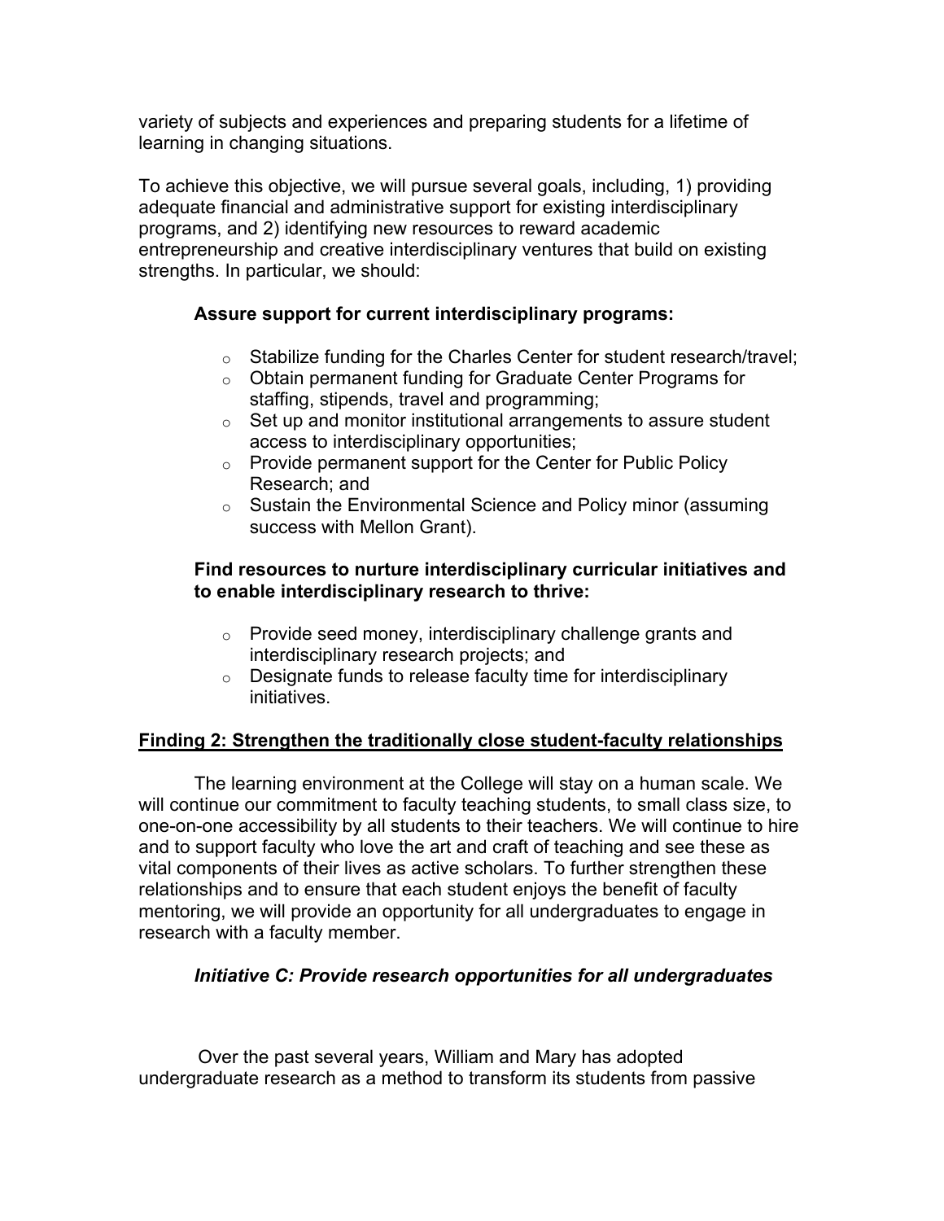variety of subjects and experiences and preparing students for a lifetime of learning in changing situations.

To achieve this objective, we will pursue several goals, including, 1) providing adequate financial and administrative support for existing interdisciplinary programs, and 2) identifying new resources to reward academic entrepreneurship and creative interdisciplinary ventures that build on existing strengths. In particular, we should:

**Assure support for current interdisciplinary programs:**

- Stabilize funding for the Charles Center for student research/travel;
- Obtain permanent funding for Graduate Center Programs for staffing, stipends, travel and programming;
- Set up and monitor institutional arrangements to assure student access to interdisciplinary opportunities;
- Provide permanent support for the Center for Public Policy Research; and
- Sustain the Environmental Science and Policy minor (assuming success with Mellon Grant).

**Find resources to nurture interdisciplinary curricular initiatives and to enable interdisciplinary research to thrive:**

- Provide seed money, interdisciplinary challenge grants and interdisciplinary research projects; and
- Designate funds to release faculty time for interdisciplinary initiatives.

## Finding 2: Strengthen the traditionally close student-faculty relationships

The learning environment at the College will stay on a human scale. We will continue our commitment to faculty teaching students, to small class size, to one-on-one accessibility by all students to their teachers. We will continue to hire and to support faculty who love the art and craft of teaching and see these as vital components of their lives as active scholars. To further strengthen these relationships and to ensure that each student enjoys the benefit of faculty mentoring, we will provide an opportunity for all undergraduates to engage in research with a faculty member.

### *Initiative C: Provide research opportunities for all undergraduates*

Over the past several years, William and Mary has adopted undergraduate research as a method to transform its students from passive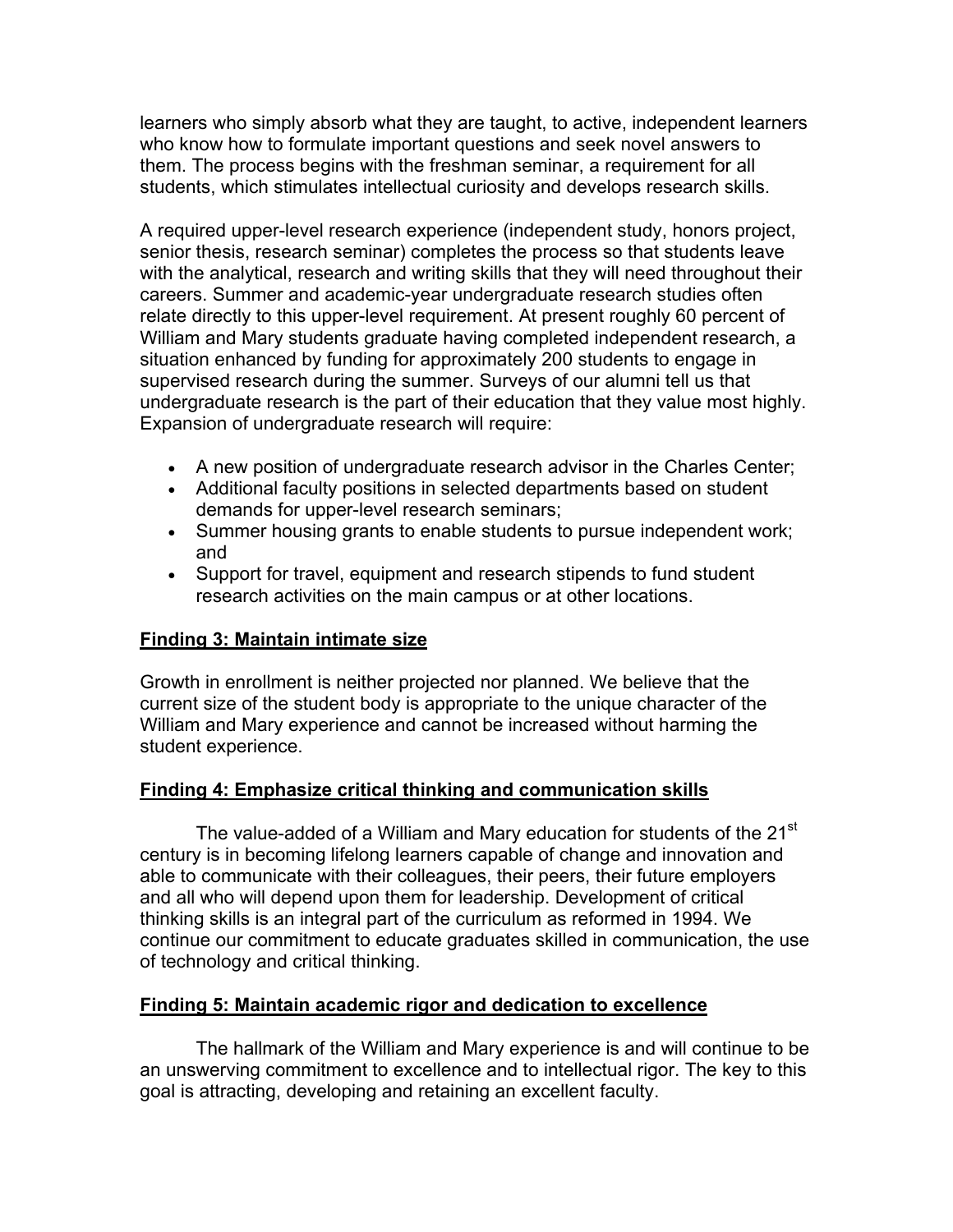learners who simply absorb what they are taught, to active, independent learners who know how to formulate important questions and seek novel answers to them. The process begins with the freshman seminar, a requirement for all students, which stimulates intellectual curiosity and develops research skills.

A required upper-level research experience (independent study, honors project, senior thesis, research seminar) completes the process so that students leave with the analytical, research and writing skills that they will need throughout their careers. Summer and academic-year undergraduate research studies often relate directly to this upper-level requirement. At present roughly 60 percent of William and Mary students graduate having completed independent research, a situation enhanced by funding for approximately 200 students to engage in supervised research during the summer. Surveys of our alumni tell us that undergraduate research is the part of their education that they value most highly. Expansion of undergraduate research will require:

- A new position of undergraduate research advisor in the Charles Center;
- Additional faculty positions in selected departments based on student demands for upper-level research seminars;
- Summer housing grants to enable students to pursue independent work; and
- Support for travel, equipment and research stipends to fund student research activities on the main campus or at other locations.

## Finding 3: Maintain intimate size

Growth in enrollment is neither projected nor planned. We believe that the current size of the student body is appropriate to the unique character of the William and Mary experience and cannot be increased without harming the student experience.

## Finding 4: Emphasize critical thinking and communication skills

The value-added of a William and Mary education for students of the 21st century is in becoming lifelong learners capable of change and innovation and able to communicate with their colleagues, their peers, their future employers and all who will depend upon them for leadership. Development of critical thinking skills is an integral part of the curriculum as reformed in 1994. We continue our commitment to educate graduates skilled in communication, the use of technology and critical thinking.

## Finding 5: Maintain academic rigor and dedication to excellence

The hallmark of the William and Mary experience is and will continue to be an unswerving commitment to excellence and to intellectual rigor. The key to this goal is attracting, developing and retaining an excellent faculty.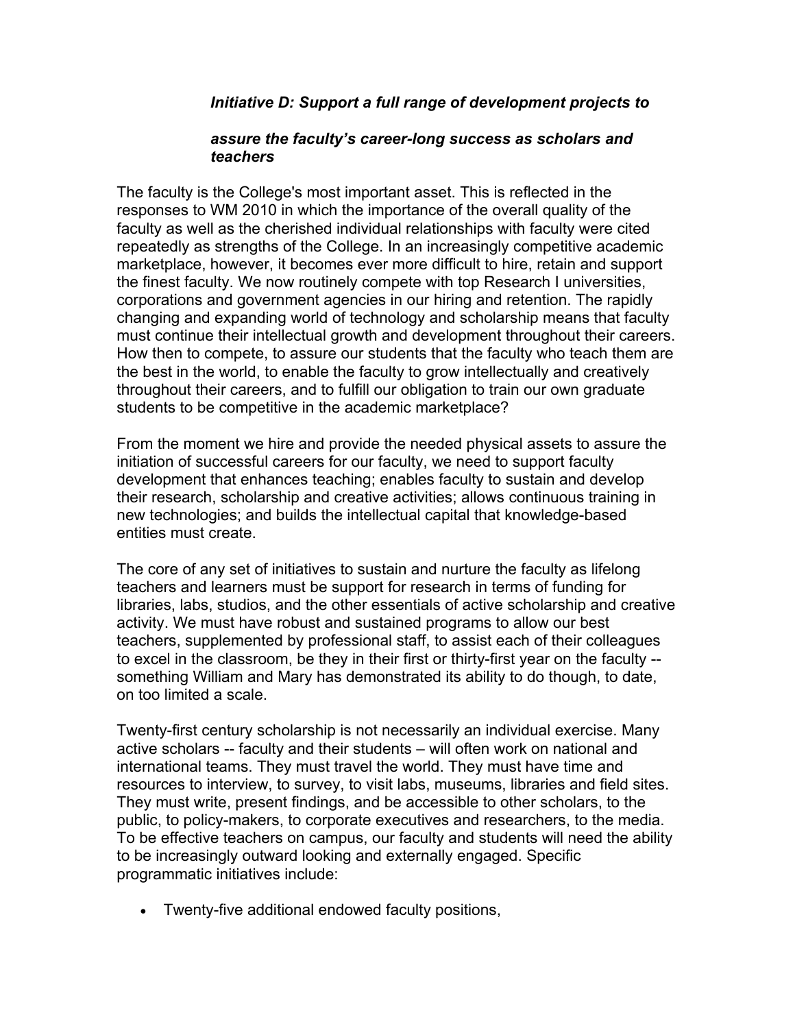### *Initiative D: Support a full range of development projects to assure the faculty's career-long success as scholars and teachers*

The faculty is the College's most important asset. This is reflected in the responses to WM 2010 in which the importance of the overall quality of the faculty as well as the cherished individual relationships with faculty were cited repeatedly as strengths of the College. In an increasingly competitive academic marketplace, however, it becomes ever more difficult to hire, retain and support the finest faculty. We now routinely compete with top Research I universities, corporations and government agencies in our hiring and retention. The rapidly changing and expanding world of technology and scholarship means that faculty must continue their intellectual growth and development throughout their careers. How then to compete, to assure our students that the faculty who teach them are the best in the world, to enable the faculty to grow intellectually and creatively throughout their careers, and to fulfill our obligation to train our own graduate students to be competitive in the academic marketplace?

From the moment we hire and provide the needed physical assets to assure the initiation of successful careers for our faculty, we need to support faculty development that enhances teaching; enables faculty to sustain and develop their research, scholarship and creative activities; allows continuous training in new technologies; and builds the intellectual capital that knowledge-based entities must create.

The core of any set of initiatives to sustain and nurture the faculty as lifelong teachers and learners must be support for research in terms of funding for libraries, labs, studios, and the other essentials of active scholarship and creative activity. We must have robust and sustained programs to allow our best teachers, supplemented by professional staff, to assist each of their colleagues to excel in the classroom, be they in their first or thirty-first year on the faculty -- something William and Mary has demonstrated its ability to do though, to date, on too limited a scale.

Twenty-first century scholarship is not necessarily an individual exercise. Many active scholars -- faculty and their students – will often work on national and international teams. They must travel the world. They must have time and resources to interview, to survey, to visit labs, museums, libraries and field sites. They must write, present findings, and be accessible to other scholars, to the public, to policy-makers, to corporate executives and researchers, to the media. To be effective teachers on campus, our faculty and students will need the ability to be increasingly outward looking and externally engaged. Specific programmatic initiatives include:

- Twenty-five additional endowed faculty positions,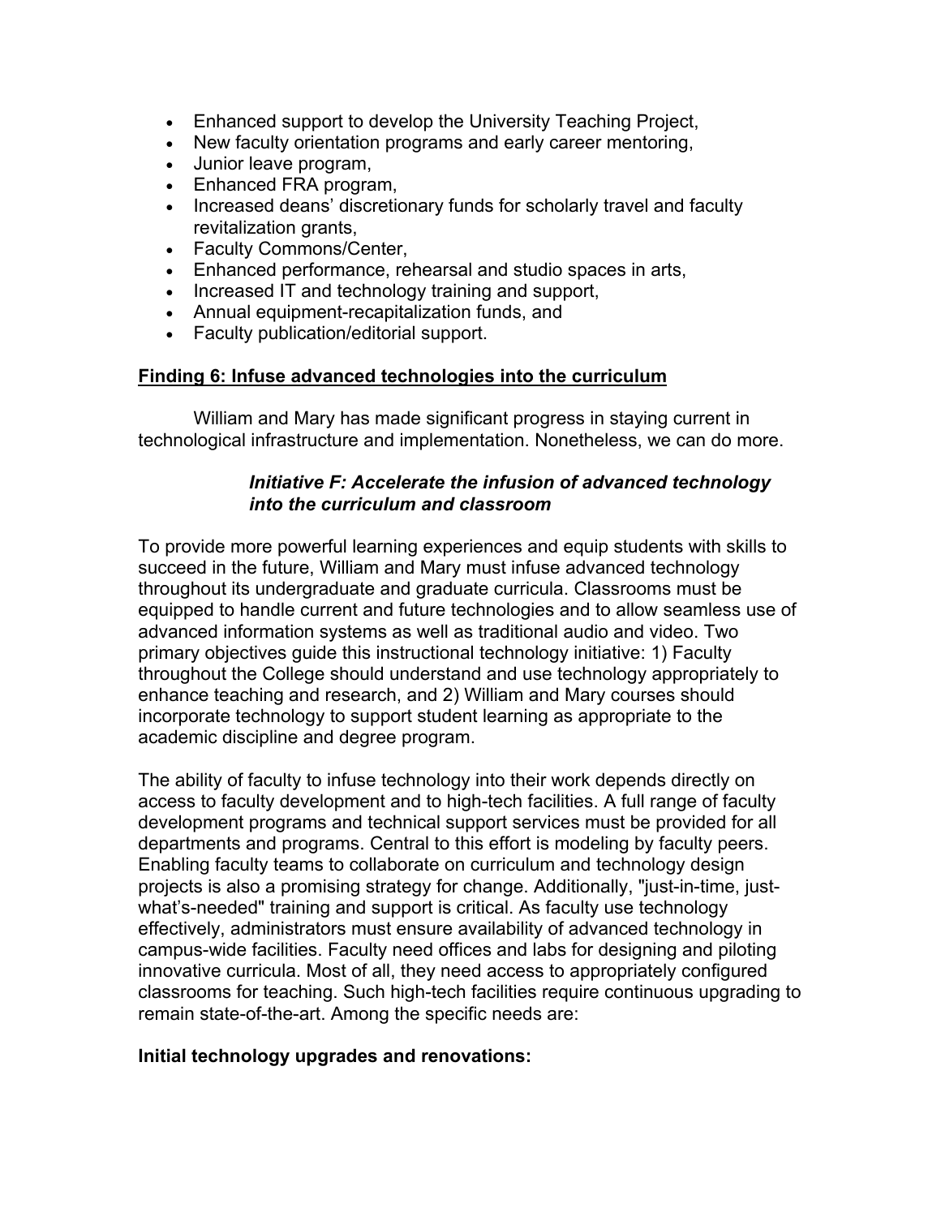- Enhanced support to develop the University Teaching Project,
- New faculty orientation programs and early career mentoring,
- Junior leave program,
- Enhanced FRA program,
- Increased deans' discretionary funds for scholarly travel and faculty revitalization grants,
- Faculty Commons/Center,
- Enhanced performance, rehearsal and studio spaces in arts,
- Increased IT and technology training and support,
- Annual equipment-recapitalization funds, and
- Faculty publication/editorial support.

**<u>Finding 6: Infuse advanced technologies into the curriculum</u>**

William and Mary has made significant progress in staying current in technological infrastructure and implementation. Nonetheless, we can do more.

***Initiative F: Accelerate the infusion of advanced technology into the curriculum and classroom***

To provide more powerful learning experiences and equip students with skills to succeed in the future, William and Mary must infuse advanced technology throughout its undergraduate and graduate curricula. Classrooms must be equipped to handle current and future technologies and to allow seamless use of advanced information systems as well as traditional audio and video. Two primary objectives guide this instructional technology initiative: 1) Faculty throughout the College should understand and use technology appropriately to enhance teaching and research, and 2) William and Mary courses should incorporate technology to support student learning as appropriate to the academic discipline and degree program.

The ability of faculty to infuse technology into their work depends directly on access to faculty development and to high-tech facilities. A full range of faculty development programs and technical support services must be provided for all departments and programs. Central to this effort is modeling by faculty peers. Enabling faculty teams to collaborate on curriculum and technology design projects is also a promising strategy for change. Additionally, "just-in-time, just-what's-needed" training and support is critical. As faculty use technology effectively, administrators must ensure availability of advanced technology in campus-wide facilities. Faculty need offices and labs for designing and piloting innovative curricula. Most of all, they need access to appropriately configured classrooms for teaching. Such high-tech facilities require continuous upgrading to remain state-of-the-art. Among the specific needs are:

**Initial technology upgrades and renovations:**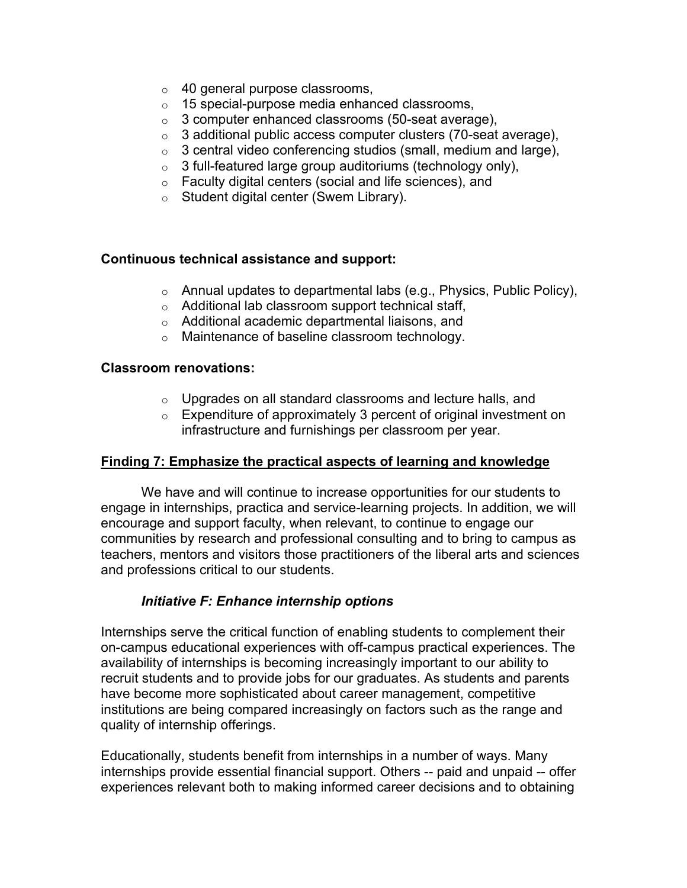- 40 general purpose classrooms,
- 15 special-purpose media enhanced classrooms,
- 3 computer enhanced classrooms (50-seat average),
- 3 additional public access computer clusters (70-seat average),
- 3 central video conferencing studios (small, medium and large),
- 3 full-featured large group auditoriums (technology only),
- Faculty digital centers (social and life sciences), and
- Student digital center (Swem Library).

**Continuous technical assistance and support:**

- Annual updates to departmental labs (e.g., Physics, Public Policy),
- Additional lab classroom support technical staff,
- Additional academic departmental liaisons, and
- Maintenance of baseline classroom technology.

**Classroom renovations:**

- Upgrades on all standard classrooms and lecture halls, and
- Expenditure of approximately 3 percent of original investment on infrastructure and furnishings per classroom per year.

## Finding 7: Emphasize the practical aspects of learning and knowledge

We have and will continue to increase opportunities for our students to engage in internships, practica and service-learning projects. In addition, we will encourage and support faculty, when relevant, to continue to engage our communities by research and professional consulting and to bring to campus as teachers, mentors and visitors those practitioners of the liberal arts and sciences and professions critical to our students.

### *Initiative F: Enhance internship options*

Internships serve the critical function of enabling students to complement their on-campus educational experiences with off-campus practical experiences. The availability of internships is becoming increasingly important to our ability to recruit students and to provide jobs for our graduates. As students and parents have become more sophisticated about career management, competitive institutions are being compared increasingly on factors such as the range and quality of internship offerings.

Educationally, students benefit from internships in a number of ways. Many internships provide essential financial support. Others -- paid and unpaid -- offer experiences relevant both to making informed career decisions and to obtaining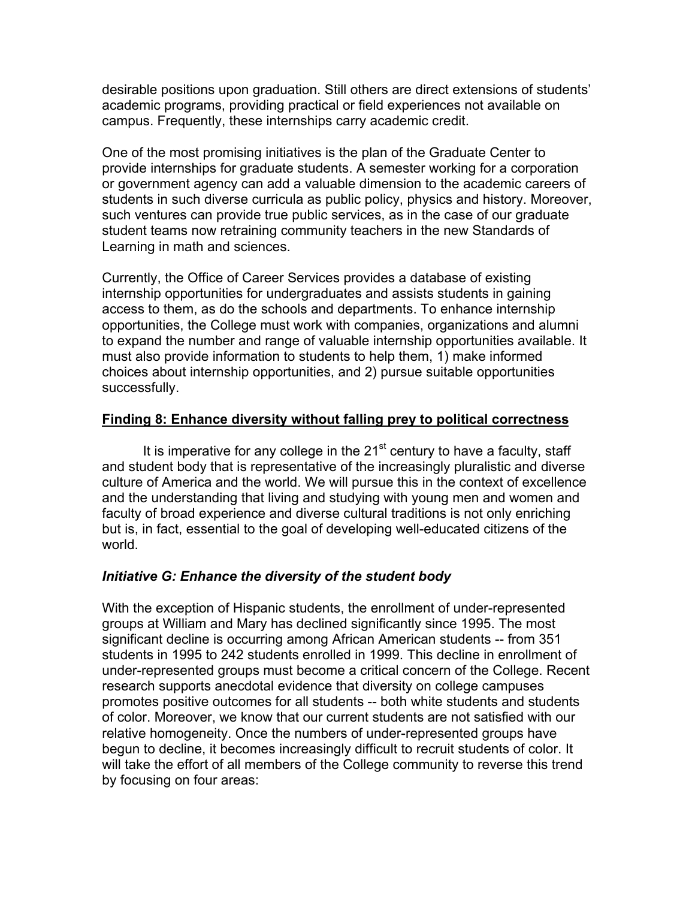desirable positions upon graduation. Still others are direct extensions of students' academic programs, providing practical or field experiences not available on campus. Frequently, these internships carry academic credit.

One of the most promising initiatives is the plan of the Graduate Center to provide internships for graduate students. A semester working for a corporation or government agency can add a valuable dimension to the academic careers of students in such diverse curricula as public policy, physics and history. Moreover, such ventures can provide true public services, as in the case of our graduate student teams now retraining community teachers in the new Standards of Learning in math and sciences.

Currently, the Office of Career Services provides a database of existing internship opportunities for undergraduates and assists students in gaining access to them, as do the schools and departments. To enhance internship opportunities, the College must work with companies, organizations and alumni to expand the number and range of valuable internship opportunities available. It must also provide information to students to help them, 1) make informed choices about internship opportunities, and 2) pursue suitable opportunities successfully.

## Finding 8: Enhance diversity without falling prey to political correctness

It is imperative for any college in the 21st century to have a faculty, staff and student body that is representative of the increasingly pluralistic and diverse culture of America and the world. We will pursue this in the context of excellence and the understanding that living and studying with young men and women and faculty of broad experience and diverse cultural traditions is not only enriching but is, in fact, essential to the goal of developing well-educated citizens of the world.

### *Initiative G: Enhance the diversity of the student body*

With the exception of Hispanic students, the enrollment of under-represented groups at William and Mary has declined significantly since 1995. The most significant decline is occurring among African American students -- from 351 students in 1995 to 242 students enrolled in 1999. This decline in enrollment of under-represented groups must become a critical concern of the College. Recent research supports anecdotal evidence that diversity on college campuses promotes positive outcomes for all students -- both white students and students of color. Moreover, we know that our current students are not satisfied with our relative homogeneity. Once the numbers of under-represented groups have begun to decline, it becomes increasingly difficult to recruit students of color. It will take the effort of all members of the College community to reverse this trend by focusing on four areas: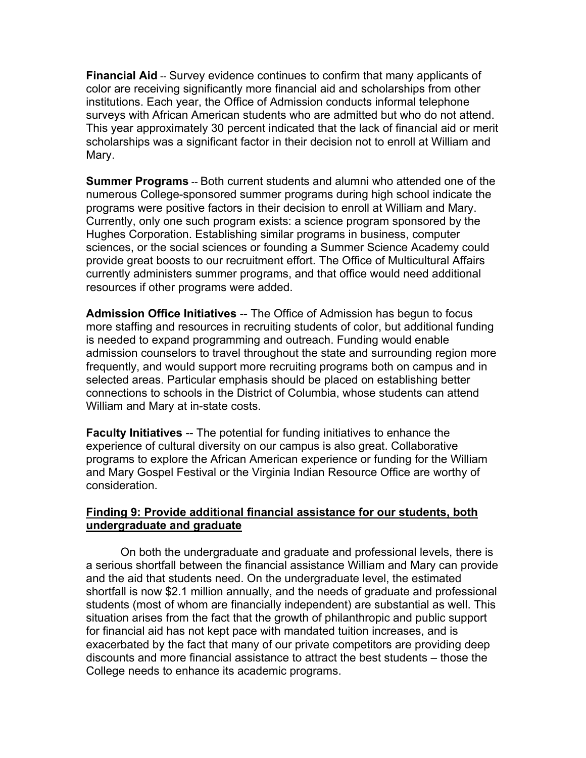**Financial Aid** -- Survey evidence continues to confirm that many applicants of color are receiving significantly more financial aid and scholarships from other institutions. Each year, the Office of Admission conducts informal telephone surveys with African American students who are admitted but who do not attend. This year approximately 30 percent indicated that the lack of financial aid or merit scholarships was a significant factor in their decision not to enroll at William and Mary.

**Summer Programs** -- Both current students and alumni who attended one of the numerous College-sponsored summer programs during high school indicate the programs were positive factors in their decision to enroll at William and Mary. Currently, only one such program exists: a science program sponsored by the Hughes Corporation. Establishing similar programs in business, computer sciences, or the social sciences or founding a Summer Science Academy could provide great boosts to our recruitment effort. The Office of Multicultural Affairs currently administers summer programs, and that office would need additional resources if other programs were added.

**Admission Office Initiatives** -- The Office of Admission has begun to focus more staffing and resources in recruiting students of color, but additional funding is needed to expand programming and outreach. Funding would enable admission counselors to travel throughout the state and surrounding region more frequently, and would support more recruiting programs both on campus and in selected areas. Particular emphasis should be placed on establishing better connections to schools in the District of Columbia, whose students can attend William and Mary at in-state costs.

**Faculty Initiatives** -- The potential for funding initiatives to enhance the experience of cultural diversity on our campus is also great. Collaborative programs to explore the African American experience or funding for the William and Mary Gospel Festival or the Virginia Indian Resource Office are worthy of consideration.

**Finding 9: Provide additional financial assistance for our students, both undergraduate and graduate**

On both the undergraduate and graduate and professional levels, there is a serious shortfall between the financial assistance William and Mary can provide and the aid that students need. On the undergraduate level, the estimated shortfall is now $2.1 million annually, and the needs of graduate and professional students (most of whom are financially independent) are substantial as well. This situation arises from the fact that the growth of philanthropic and public support for financial aid has not kept pace with mandated tuition increases, and is exacerbated by the fact that many of our private competitors are providing deep discounts and more financial assistance to attract the best students – those the College needs to enhance its academic programs.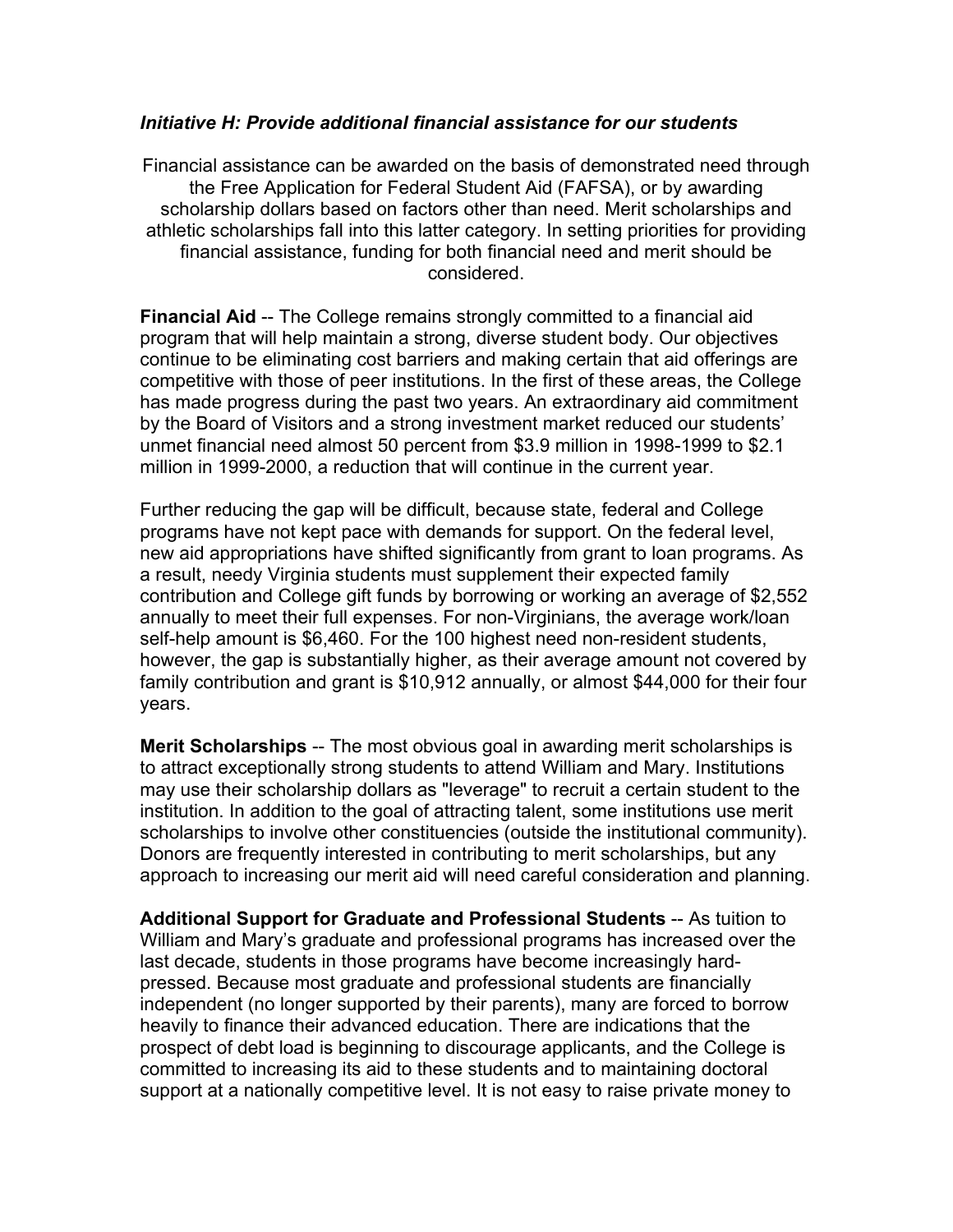### *Initiative H: Provide additional financial assistance for our students*

Financial assistance can be awarded on the basis of demonstrated need through the Free Application for Federal Student Aid (FAFSA), or by awarding scholarship dollars based on factors other than need. Merit scholarships and athletic scholarships fall into this latter category. In setting priorities for providing financial assistance, funding for both financial need and merit should be considered.

**Financial Aid** -- The College remains strongly committed to a financial aid program that will help maintain a strong, diverse student body. Our objectives continue to be eliminating cost barriers and making certain that aid offerings are competitive with those of peer institutions. In the first of these areas, the College has made progress during the past two years. An extraordinary aid commitment by the Board of Visitors and a strong investment market reduced our students' unmet financial need almost 50 percent from $3.9 million in 1998-1999 to $2.1 million in 1999-2000, a reduction that will continue in the current year.

Further reducing the gap will be difficult, because state, federal and College programs have not kept pace with demands for support. On the federal level, new aid appropriations have shifted significantly from grant to loan programs. As a result, needy Virginia students must supplement their expected family contribution and College gift funds by borrowing or working an average of $2,552 annually to meet their full expenses. For non-Virginians, the average work/loan self-help amount is $6,460. For the 100 highest need non-resident students, however, the gap is substantially higher, as their average amount not covered by family contribution and grant is $10,912 annually, or almost $44,000 for their four years.

**Merit Scholarships** -- The most obvious goal in awarding merit scholarships is to attract exceptionally strong students to attend William and Mary. Institutions may use their scholarship dollars as "leverage" to recruit a certain student to the institution. In addition to the goal of attracting talent, some institutions use merit scholarships to involve other constituencies (outside the institutional community). Donors are frequently interested in contributing to merit scholarships, but any approach to increasing our merit aid will need careful consideration and planning.

**Additional Support for Graduate and Professional Students** -- As tuition to William and Mary's graduate and professional programs has increased over the last decade, students in those programs have become increasingly hard-pressed. Because most graduate and professional students are financially independent (no longer supported by their parents), many are forced to borrow heavily to finance their advanced education. There are indications that the prospect of debt load is beginning to discourage applicants, and the College is committed to increasing its aid to these students and to maintaining doctoral support at a nationally competitive level. It is not easy to raise private money to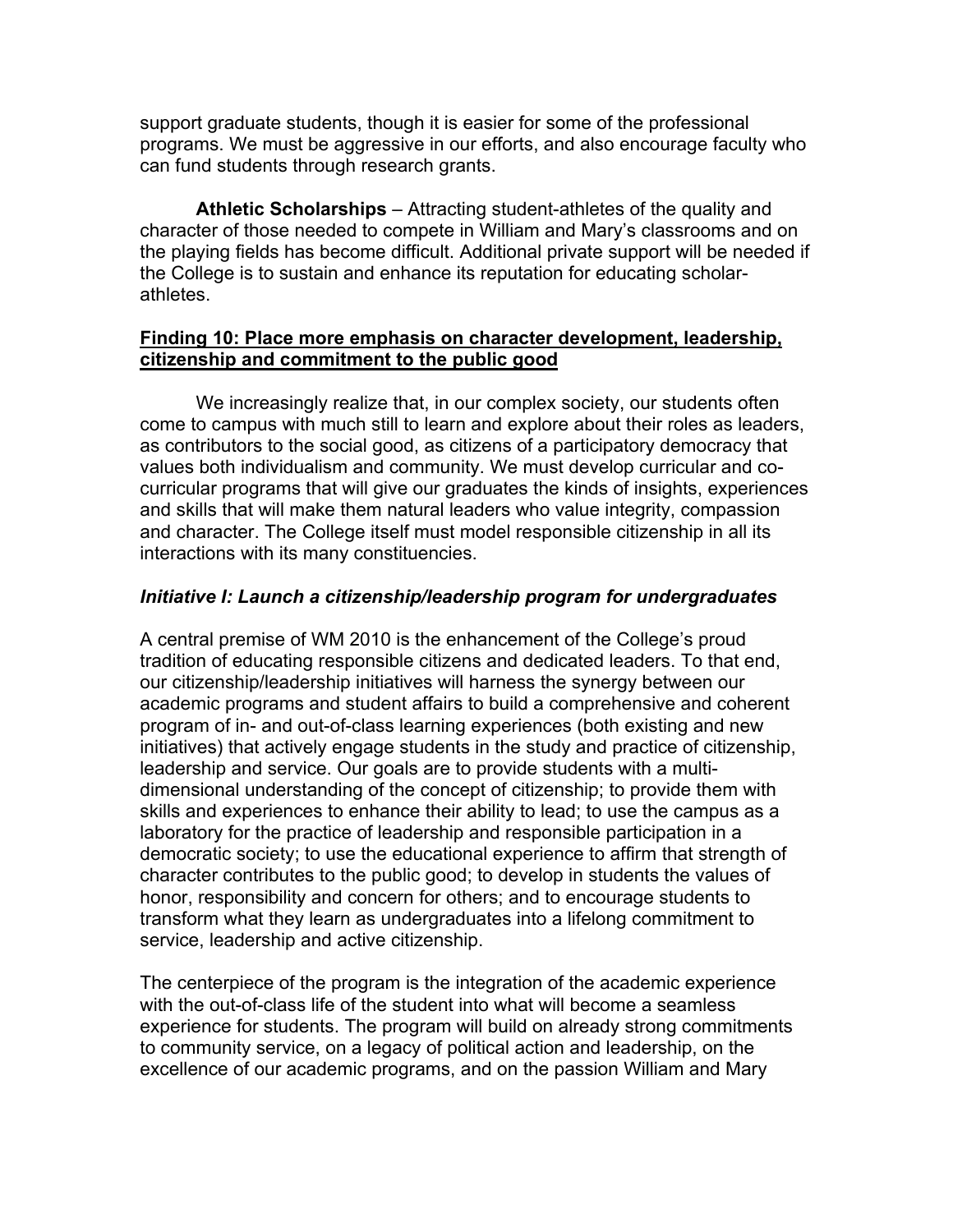support graduate students, though it is easier for some of the professional programs. We must be aggressive in our efforts, and also encourage faculty who can fund students through research grants.

**Athletic Scholarships** – Attracting student-athletes of the quality and character of those needed to compete in William and Mary's classrooms and on the playing fields has become difficult. Additional private support will be needed if the College is to sustain and enhance its reputation for educating scholar-athletes.

**<u>Finding 10: Place more emphasis on character development, leadership, citizenship and commitment to the public good</u>**

We increasingly realize that, in our complex society, our students often come to campus with much still to learn and explore about their roles as leaders, as contributors to the social good, as citizens of a participatory democracy that values both individualism and community. We must develop curricular and co-curricular programs that will give our graduates the kinds of insights, experiences and skills that will make them natural leaders who value integrity, compassion and character. The College itself must model responsible citizenship in all its interactions with its many constituencies.

***Initiative I: Launch a citizenship/leadership program for undergraduates***

A central premise of WM 2010 is the enhancement of the College's proud tradition of educating responsible citizens and dedicated leaders. To that end, our citizenship/leadership initiatives will harness the synergy between our academic programs and student affairs to build a comprehensive and coherent program of in- and out-of-class learning experiences (both existing and new initiatives) that actively engage students in the study and practice of citizenship, leadership and service. Our goals are to provide students with a multi-dimensional understanding of the concept of citizenship; to provide them with skills and experiences to enhance their ability to lead; to use the campus as a laboratory for the practice of leadership and responsible participation in a democratic society; to use the educational experience to affirm that strength of character contributes to the public good; to develop in students the values of honor, responsibility and concern for others; and to encourage students to transform what they learn as undergraduates into a lifelong commitment to service, leadership and active citizenship.

The centerpiece of the program is the integration of the academic experience with the out-of-class life of the student into what will become a seamless experience for students. The program will build on already strong commitments to community service, on a legacy of political action and leadership, on the excellence of our academic programs, and on the passion William and Mary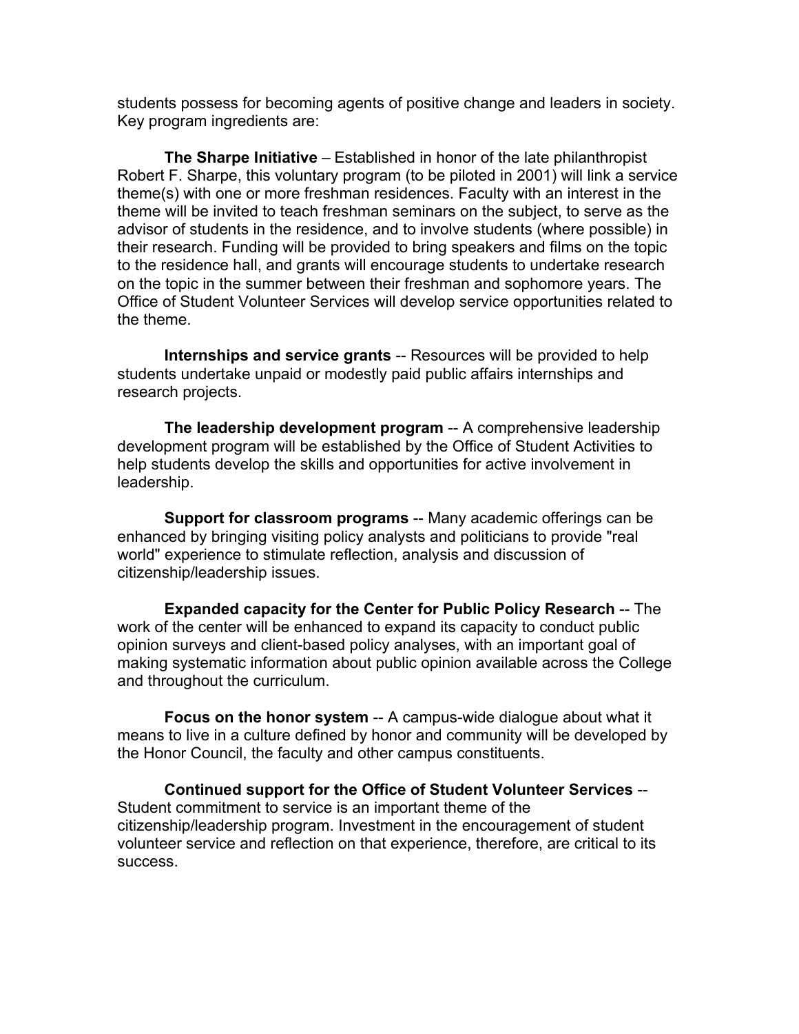students possess for becoming agents of positive change and leaders in society. Key program ingredients are:

**The Sharpe Initiative** – Established in honor of the late philanthropist Robert F. Sharpe, this voluntary program (to be piloted in 2001) will link a service theme(s) with one or more freshman residences. Faculty with an interest in the theme will be invited to teach freshman seminars on the subject, to serve as the advisor of students in the residence, and to involve students (where possible) in their research. Funding will be provided to bring speakers and films on the topic to the residence hall, and grants will encourage students to undertake research on the topic in the summer between their freshman and sophomore years. The Office of Student Volunteer Services will develop service opportunities related to the theme.

**Internships and service grants** -- Resources will be provided to help students undertake unpaid or modestly paid public affairs internships and research projects.

**The leadership development program** -- A comprehensive leadership development program will be established by the Office of Student Activities to help students develop the skills and opportunities for active involvement in leadership.

**Support for classroom programs** -- Many academic offerings can be enhanced by bringing visiting policy analysts and politicians to provide "real world" experience to stimulate reflection, analysis and discussion of citizenship/leadership issues.

**Expanded capacity for the Center for Public Policy Research** -- The work of the center will be enhanced to expand its capacity to conduct public opinion surveys and client-based policy analyses, with an important goal of making systematic information about public opinion available across the College and throughout the curriculum.

**Focus on the honor system** -- A campus-wide dialogue about what it means to live in a culture defined by honor and community will be developed by the Honor Council, the faculty and other campus constituents.

**Continued support for the Office of Student Volunteer Services** -- Student commitment to service is an important theme of the citizenship/leadership program. Investment in the encouragement of student volunteer service and reflection on that experience, therefore, are critical to its success.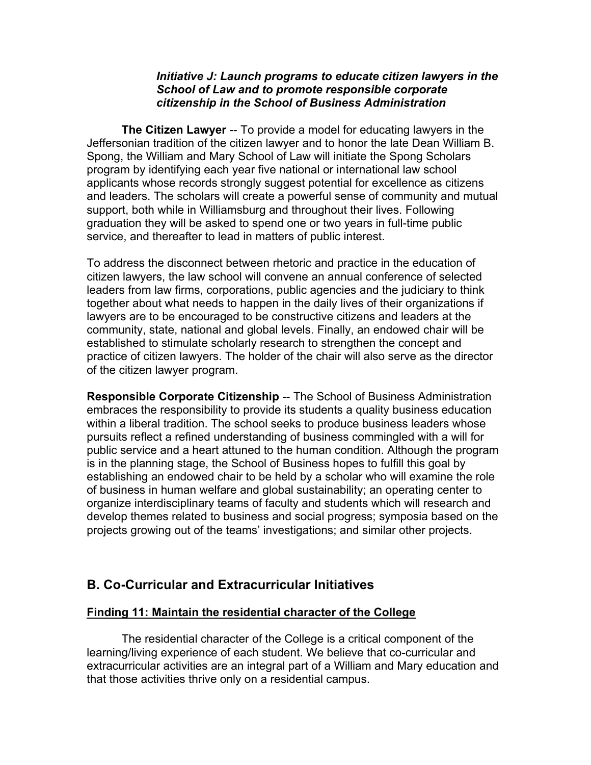***Initiative J: Launch programs to educate citizen lawyers in the School of Law and to promote responsible corporate citizenship in the School of Business Administration***

**The Citizen Lawyer** -- To provide a model for educating lawyers in the Jeffersonian tradition of the citizen lawyer and to honor the late Dean William B. Spong, the William and Mary School of Law will initiate the Spong Scholars program by identifying each year five national or international law school applicants whose records strongly suggest potential for excellence as citizens and leaders. The scholars will create a powerful sense of community and mutual support, both while in Williamsburg and throughout their lives. Following graduation they will be asked to spend one or two years in full-time public service, and thereafter to lead in matters of public interest.

To address the disconnect between rhetoric and practice in the education of citizen lawyers, the law school will convene an annual conference of selected leaders from law firms, corporations, public agencies and the judiciary to think together about what needs to happen in the daily lives of their organizations if lawyers are to be encouraged to be constructive citizens and leaders at the community, state, national and global levels. Finally, an endowed chair will be established to stimulate scholarly research to strengthen the concept and practice of citizen lawyers. The holder of the chair will also serve as the director of the citizen lawyer program.

**Responsible Corporate Citizenship** -- The School of Business Administration embraces the responsibility to provide its students a quality business education within a liberal tradition. The school seeks to produce business leaders whose pursuits reflect a refined understanding of business commingled with a will for public service and a heart attuned to the human condition. Although the program is in the planning stage, the School of Business hopes to fulfill this goal by establishing an endowed chair to be held by a scholar who will examine the role of business in human welfare and global sustainability; an operating center to organize interdisciplinary teams of faculty and students which will research and develop themes related to business and social progress; symposia based on the projects growing out of the teams' investigations; and similar other projects.

## B. Co-Curricular and Extracurricular Initiatives

### Finding 11: Maintain the residential character of the College

The residential character of the College is a critical component of the learning/living experience of each student. We believe that co-curricular and extracurricular activities are an integral part of a William and Mary education and that those activities thrive only on a residential campus.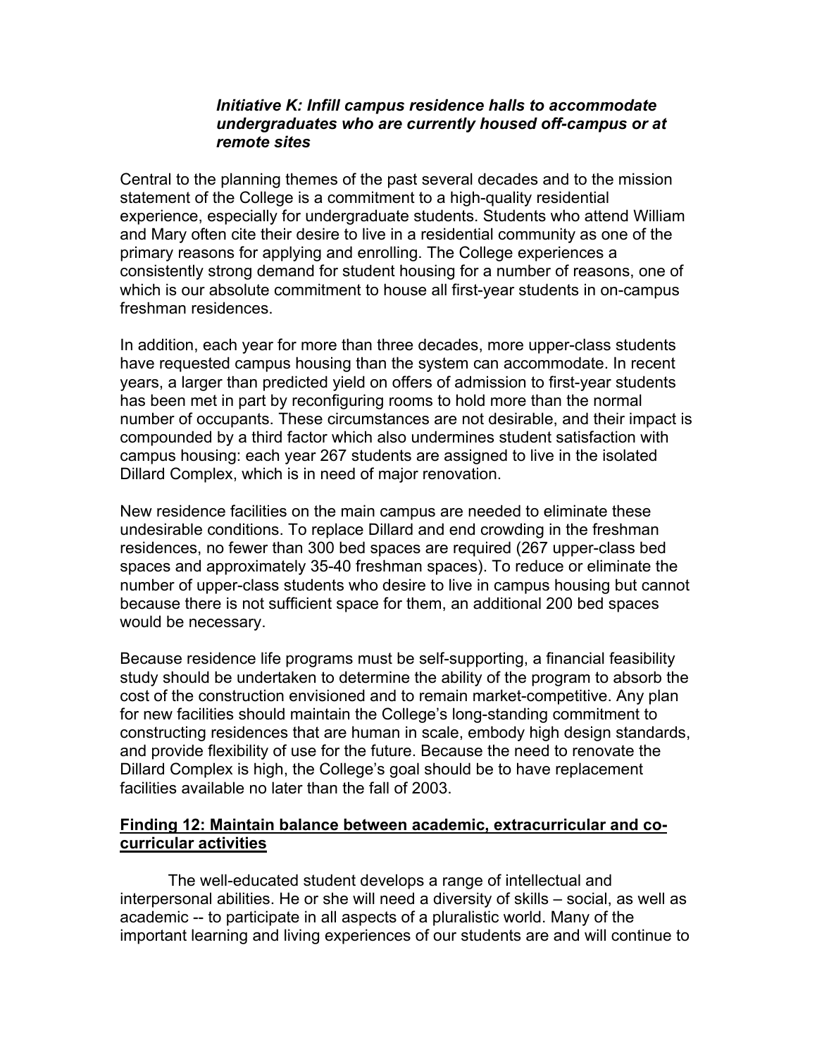***Initiative K: Infill campus residence halls to accommodate undergraduates who are currently housed off-campus or at remote sites***

Central to the planning themes of the past several decades and to the mission statement of the College is a commitment to a high-quality residential experience, especially for undergraduate students. Students who attend William and Mary often cite their desire to live in a residential community as one of the primary reasons for applying and enrolling. The College experiences a consistently strong demand for student housing for a number of reasons, one of which is our absolute commitment to house all first-year students in on-campus freshman residences.

In addition, each year for more than three decades, more upper-class students have requested campus housing than the system can accommodate. In recent years, a larger than predicted yield on offers of admission to first-year students has been met in part by reconfiguring rooms to hold more than the normal number of occupants. These circumstances are not desirable, and their impact is compounded by a third factor which also undermines student satisfaction with campus housing: each year 267 students are assigned to live in the isolated Dillard Complex, which is in need of major renovation.

New residence facilities on the main campus are needed to eliminate these undesirable conditions. To replace Dillard and end crowding in the freshman residences, no fewer than 300 bed spaces are required (267 upper-class bed spaces and approximately 35-40 freshman spaces). To reduce or eliminate the number of upper-class students who desire to live in campus housing but cannot because there is not sufficient space for them, an additional 200 bed spaces would be necessary.

Because residence life programs must be self-supporting, a financial feasibility study should be undertaken to determine the ability of the program to absorb the cost of the construction envisioned and to remain market-competitive. Any plan for new facilities should maintain the College's long-standing commitment to constructing residences that are human in scale, embody high design standards, and provide flexibility of use for the future. Because the need to renovate the Dillard Complex is high, the College's goal should be to have replacement facilities available no later than the fall of 2003.

## Finding 12: Maintain balance between academic, extracurricular and co-curricular activities

The well-educated student develops a range of intellectual and interpersonal abilities. He or she will need a diversity of skills – social, as well as academic -- to participate in all aspects of a pluralistic world. Many of the important learning and living experiences of our students are and will continue to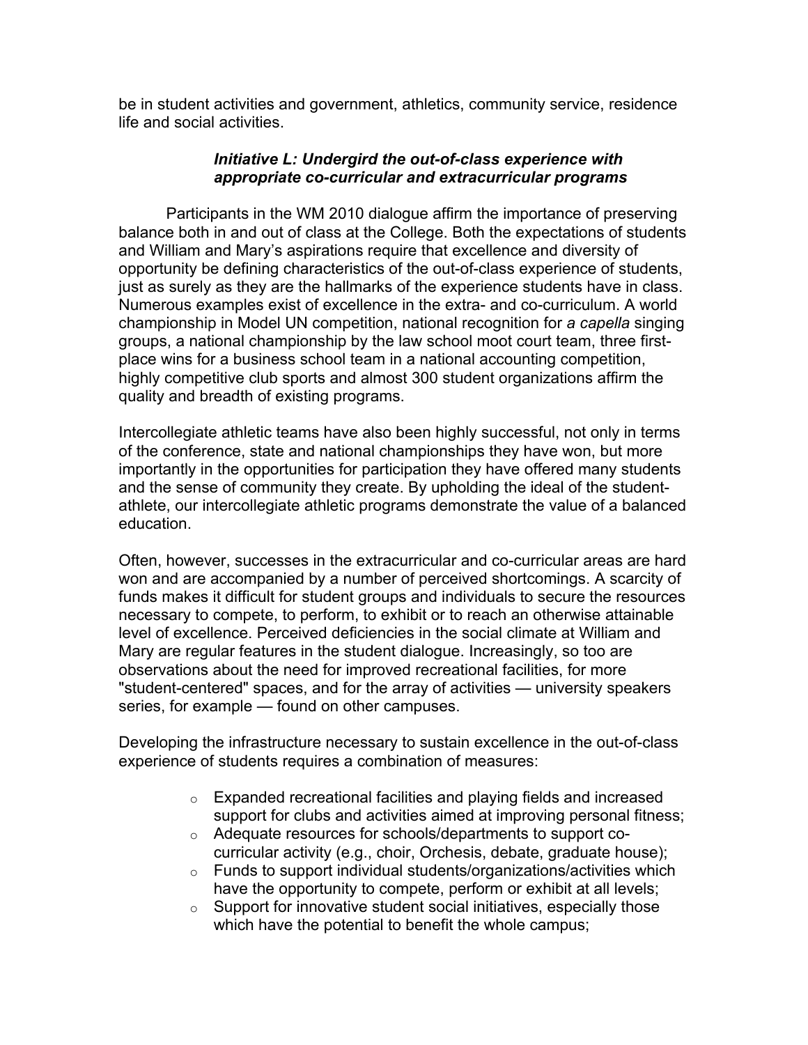be in student activities and government, athletics, community service, residence life and social activities.

### *Initiative L: Undergird the out-of-class experience with appropriate co-curricular and extracurricular programs*

Participants in the WM 2010 dialogue affirm the importance of preserving balance both in and out of class at the College. Both the expectations of students and William and Mary's aspirations require that excellence and diversity of opportunity be defining characteristics of the out-of-class experience of students, just as surely as they are the hallmarks of the experience students have in class. Numerous examples exist of excellence in the extra- and co-curriculum. A world championship in Model UN competition, national recognition for *a capella* singing groups, a national championship by the law school moot court team, three first-place wins for a business school team in a national accounting competition, highly competitive club sports and almost 300 student organizations affirm the quality and breadth of existing programs.

Intercollegiate athletic teams have also been highly successful, not only in terms of the conference, state and national championships they have won, but more importantly in the opportunities for participation they have offered many students and the sense of community they create. By upholding the ideal of the student-athlete, our intercollegiate athletic programs demonstrate the value of a balanced education.

Often, however, successes in the extracurricular and co-curricular areas are hard won and are accompanied by a number of perceived shortcomings. A scarcity of funds makes it difficult for student groups and individuals to secure the resources necessary to compete, to perform, to exhibit or to reach an otherwise attainable level of excellence. Perceived deficiencies in the social climate at William and Mary are regular features in the student dialogue. Increasingly, so too are observations about the need for improved recreational facilities, for more "student-centered" spaces, and for the array of activities — university speakers series, for example — found on other campuses.

Developing the infrastructure necessary to sustain excellence in the out-of-class experience of students requires a combination of measures:

- Expanded recreational facilities and playing fields and increased support for clubs and activities aimed at improving personal fitness;
- Adequate resources for schools/departments to support co-curricular activity (e.g., choir, Orchesis, debate, graduate house);
- Funds to support individual students/organizations/activities which have the opportunity to compete, perform or exhibit at all levels;
- Support for innovative student social initiatives, especially those which have the potential to benefit the whole campus;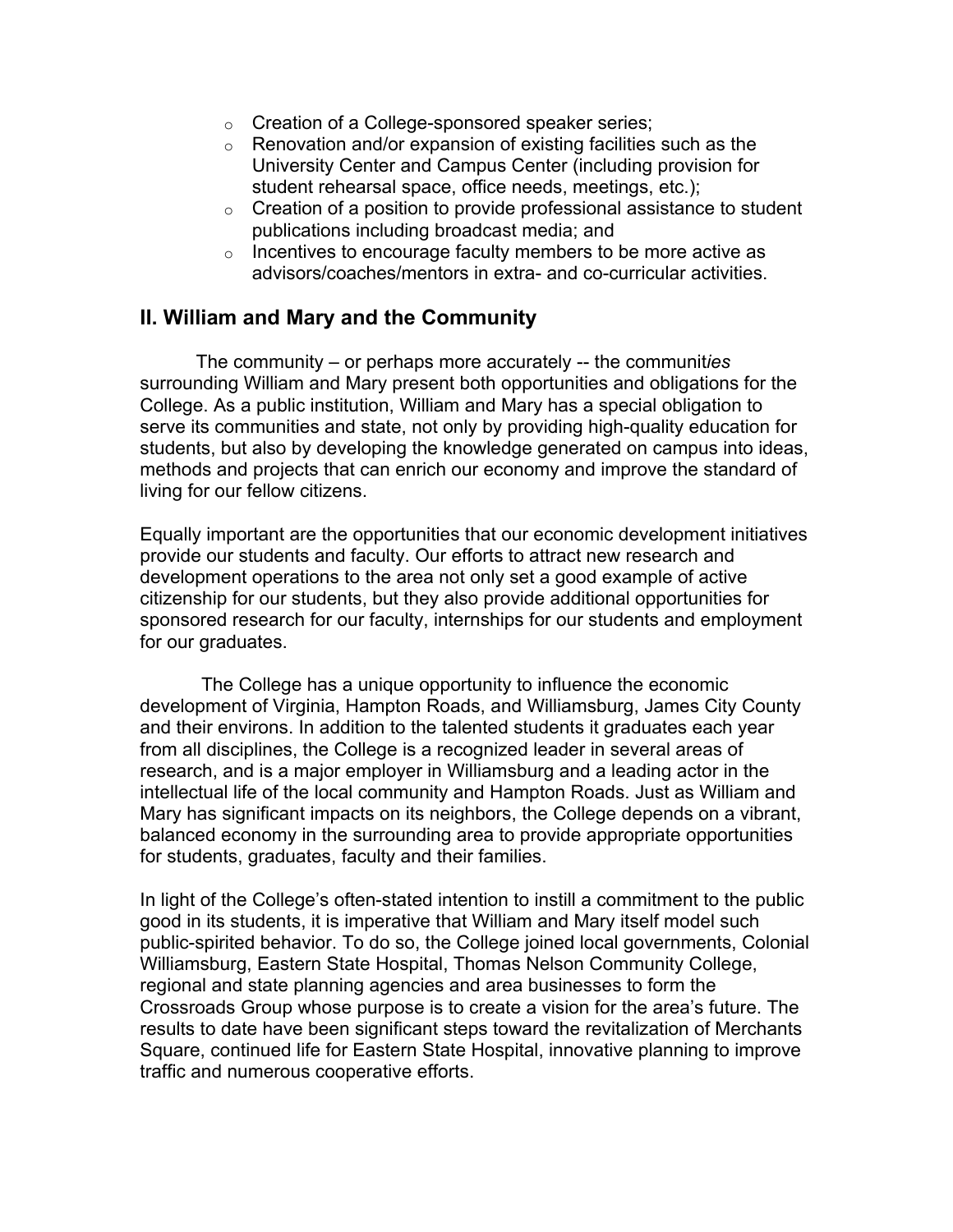- Creation of a College-sponsored speaker series;
- Renovation and/or expansion of existing facilities such as the University Center and Campus Center (including provision for student rehearsal space, office needs, meetings, etc.);
- Creation of a position to provide professional assistance to student publications including broadcast media; and
- Incentives to encourage faculty members to be more active as advisors/coaches/mentors in extra- and co-curricular activities.

## II. William and Mary and the Community

The community – or perhaps more accurately -- the communit*ies* surrounding William and Mary present both opportunities and obligations for the College. As a public institution, William and Mary has a special obligation to serve its communities and state, not only by providing high-quality education for students, but also by developing the knowledge generated on campus into ideas, methods and projects that can enrich our economy and improve the standard of living for our fellow citizens.

Equally important are the opportunities that our economic development initiatives provide our students and faculty. Our efforts to attract new research and development operations to the area not only set a good example of active citizenship for our students, but they also provide additional opportunities for sponsored research for our faculty, internships for our students and employment for our graduates.

The College has a unique opportunity to influence the economic development of Virginia, Hampton Roads, and Williamsburg, James City County and their environs. In addition to the talented students it graduates each year from all disciplines, the College is a recognized leader in several areas of research, and is a major employer in Williamsburg and a leading actor in the intellectual life of the local community and Hampton Roads. Just as William and Mary has significant impacts on its neighbors, the College depends on a vibrant, balanced economy in the surrounding area to provide appropriate opportunities for students, graduates, faculty and their families.

In light of the College's often-stated intention to instill a commitment to the public good in its students, it is imperative that William and Mary itself model such public-spirited behavior. To do so, the College joined local governments, Colonial Williamsburg, Eastern State Hospital, Thomas Nelson Community College, regional and state planning agencies and area businesses to form the Crossroads Group whose purpose is to create a vision for the area's future. The results to date have been significant steps toward the revitalization of Merchants Square, continued life for Eastern State Hospital, innovative planning to improve traffic and numerous cooperative efforts.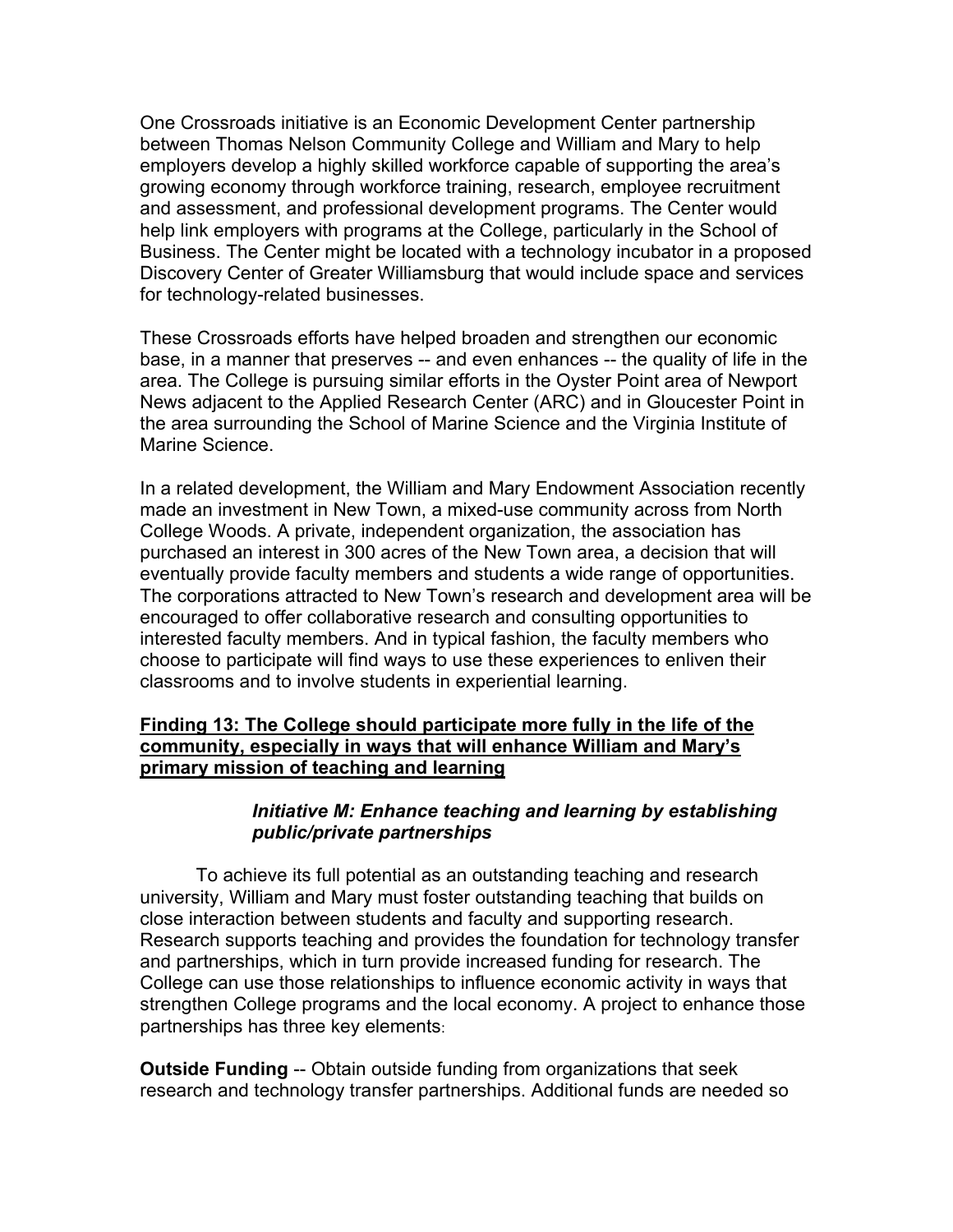One Crossroads initiative is an Economic Development Center partnership between Thomas Nelson Community College and William and Mary to help employers develop a highly skilled workforce capable of supporting the area's growing economy through workforce training, research, employee recruitment and assessment, and professional development programs. The Center would help link employers with programs at the College, particularly in the School of Business. The Center might be located with a technology incubator in a proposed Discovery Center of Greater Williamsburg that would include space and services for technology-related businesses.

These Crossroads efforts have helped broaden and strengthen our economic base, in a manner that preserves -- and even enhances -- the quality of life in the area. The College is pursuing similar efforts in the Oyster Point area of Newport News adjacent to the Applied Research Center (ARC) and in Gloucester Point in the area surrounding the School of Marine Science and the Virginia Institute of Marine Science.

In a related development, the William and Mary Endowment Association recently made an investment in New Town, a mixed-use community across from North College Woods. A private, independent organization, the association has purchased an interest in 300 acres of the New Town area, a decision that will eventually provide faculty members and students a wide range of opportunities. The corporations attracted to New Town's research and development area will be encouraged to offer collaborative research and consulting opportunities to interested faculty members. And in typical fashion, the faculty members who choose to participate will find ways to use these experiences to enliven their classrooms and to involve students in experiential learning.

**Finding 13: The College should participate more fully in the life of the community, especially in ways that will enhance William and Mary's primary mission of teaching and learning**

***Initiative M: Enhance teaching and learning by establishing public/private partnerships***

To achieve its full potential as an outstanding teaching and research university, William and Mary must foster outstanding teaching that builds on close interaction between students and faculty and supporting research. Research supports teaching and provides the foundation for technology transfer and partnerships, which in turn provide increased funding for research. The College can use those relationships to influence economic activity in ways that strengthen College programs and the local economy. A project to enhance those partnerships has three key elements:

**Outside Funding** -- Obtain outside funding from organizations that seek research and technology transfer partnerships. Additional funds are needed so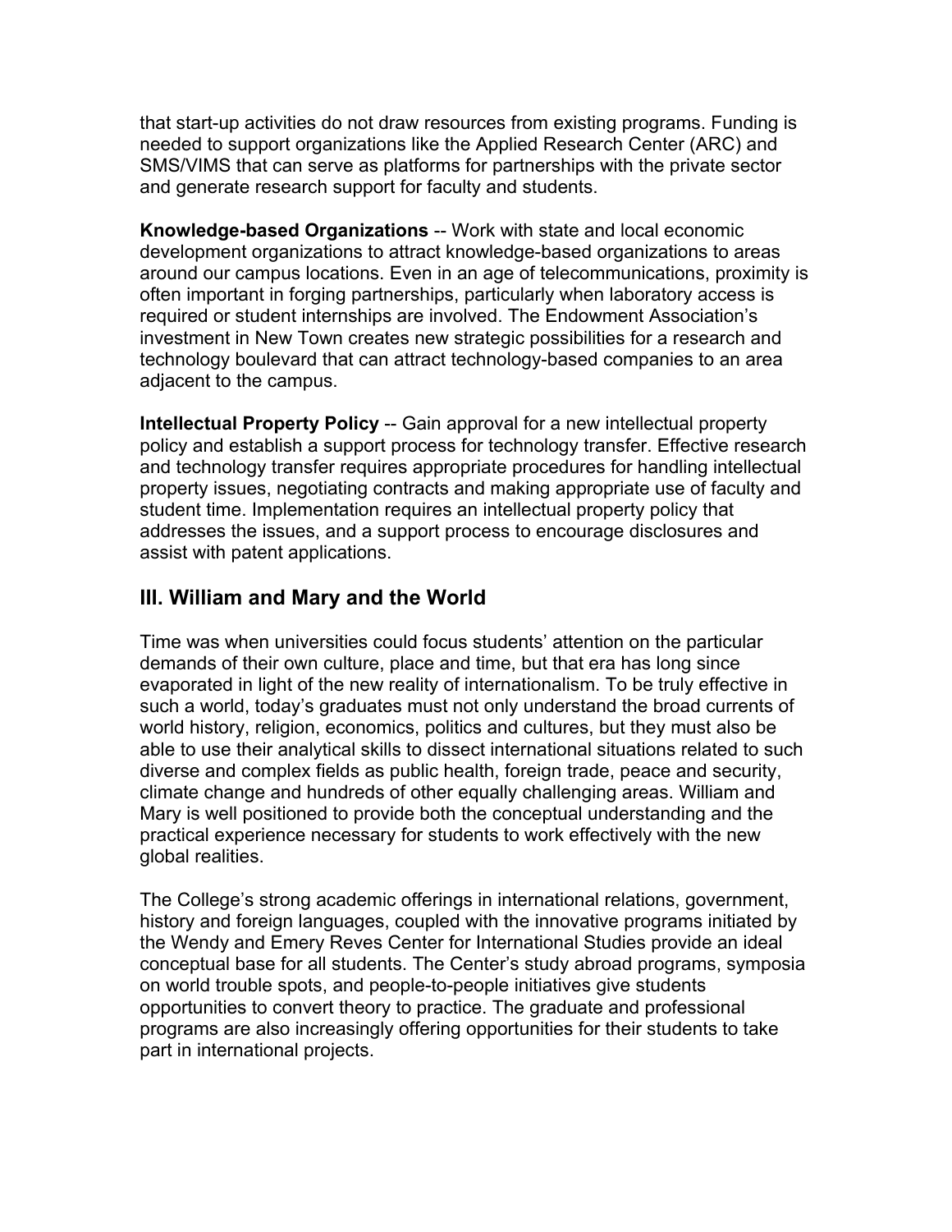that start-up activities do not draw resources from existing programs. Funding is needed to support organizations like the Applied Research Center (ARC) and SMS/VIMS that can serve as platforms for partnerships with the private sector and generate research support for faculty and students.

**Knowledge-based Organizations** -- Work with state and local economic development organizations to attract knowledge-based organizations to areas around our campus locations. Even in an age of telecommunications, proximity is often important in forging partnerships, particularly when laboratory access is required or student internships are involved. The Endowment Association's investment in New Town creates new strategic possibilities for a research and technology boulevard that can attract technology-based companies to an area adjacent to the campus.

**Intellectual Property Policy** -- Gain approval for a new intellectual property policy and establish a support process for technology transfer. Effective research and technology transfer requires appropriate procedures for handling intellectual property issues, negotiating contracts and making appropriate use of faculty and student time. Implementation requires an intellectual property policy that addresses the issues, and a support process to encourage disclosures and assist with patent applications.

## III. William and Mary and the World

Time was when universities could focus students' attention on the particular demands of their own culture, place and time, but that era has long since evaporated in light of the new reality of internationalism. To be truly effective in such a world, today's graduates must not only understand the broad currents of world history, religion, economics, politics and cultures, but they must also be able to use their analytical skills to dissect international situations related to such diverse and complex fields as public health, foreign trade, peace and security, climate change and hundreds of other equally challenging areas. William and Mary is well positioned to provide both the conceptual understanding and the practical experience necessary for students to work effectively with the new global realities.

The College's strong academic offerings in international relations, government, history and foreign languages, coupled with the innovative programs initiated by the Wendy and Emery Reves Center for International Studies provide an ideal conceptual base for all students. The Center's study abroad programs, symposia on world trouble spots, and people-to-people initiatives give students opportunities to convert theory to practice. The graduate and professional programs are also increasingly offering opportunities for their students to take part in international projects.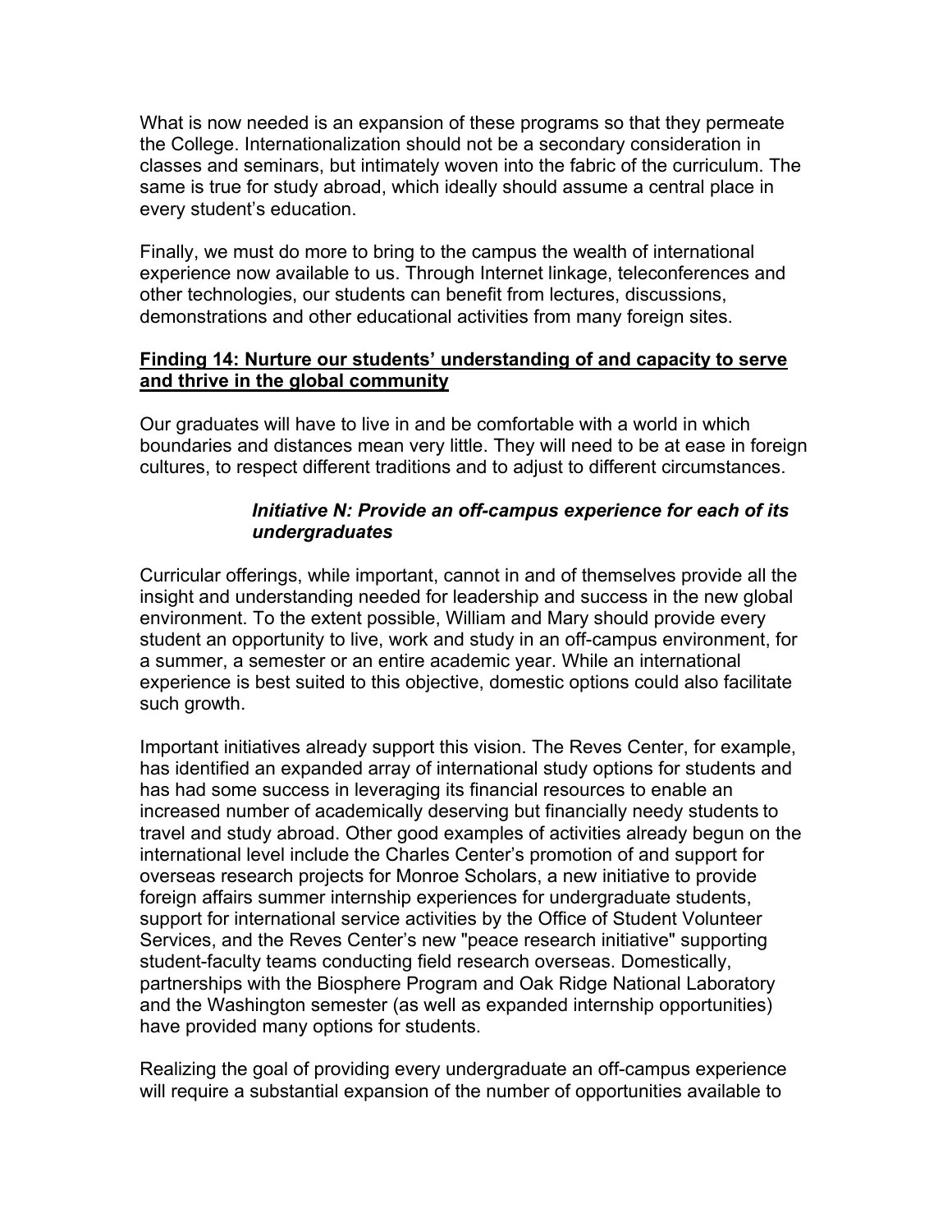What is now needed is an expansion of these programs so that they permeate the College. Internationalization should not be a secondary consideration in classes and seminars, but intimately woven into the fabric of the curriculum. The same is true for study abroad, which ideally should assume a central place in every student's education.

Finally, we must do more to bring to the campus the wealth of international experience now available to us. Through Internet linkage, teleconferences and other technologies, our students can benefit from lectures, discussions, demonstrations and other educational activities from many foreign sites.

### Finding 14: Nurture our students' understanding of and capacity to serve and thrive in the global community

Our graduates will have to live in and be comfortable with a world in which boundaries and distances mean very little. They will need to be at ease in foreign cultures, to respect different traditions and to adjust to different circumstances.

#### *Initiative N: Provide an off-campus experience for each of its undergraduates*

Curricular offerings, while important, cannot in and of themselves provide all the insight and understanding needed for leadership and success in the new global environment. To the extent possible, William and Mary should provide every student an opportunity to live, work and study in an off-campus environment, for a summer, a semester or an entire academic year. While an international experience is best suited to this objective, domestic options could also facilitate such growth.

Important initiatives already support this vision. The Reves Center, for example, has identified an expanded array of international study options for students and has had some success in leveraging its financial resources to enable an increased number of academically deserving but financially needy students to travel and study abroad. Other good examples of activities already begun on the international level include the Charles Center's promotion of and support for overseas research projects for Monroe Scholars, a new initiative to provide foreign affairs summer internship experiences for undergraduate students, support for international service activities by the Office of Student Volunteer Services, and the Reves Center's new "peace research initiative" supporting student-faculty teams conducting field research overseas. Domestically, partnerships with the Biosphere Program and Oak Ridge National Laboratory and the Washington semester (as well as expanded internship opportunities) have provided many options for students.

Realizing the goal of providing every undergraduate an off-campus experience will require a substantial expansion of the number of opportunities available to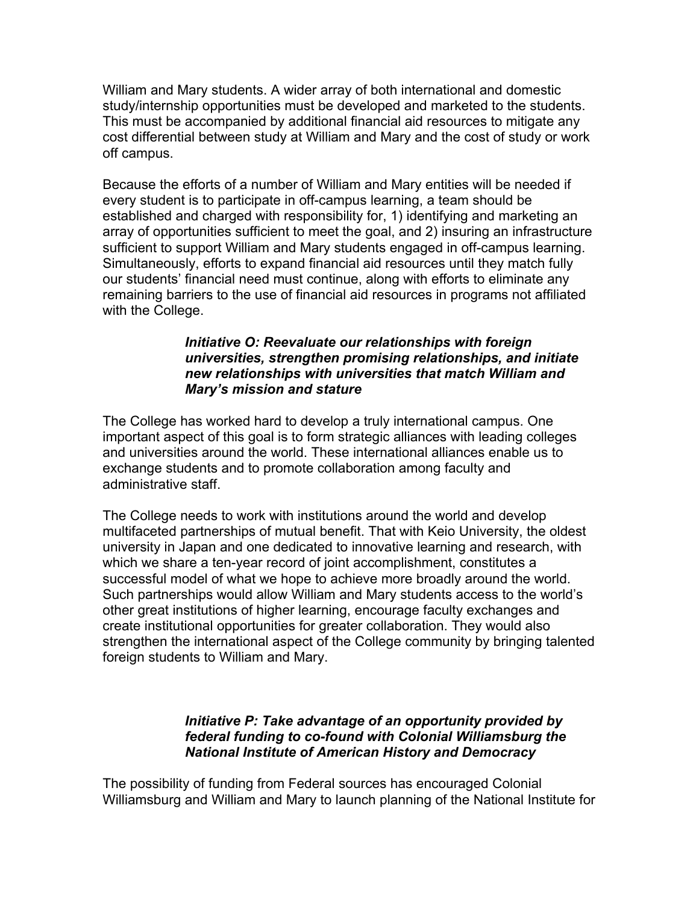William and Mary students. A wider array of both international and domestic study/internship opportunities must be developed and marketed to the students. This must be accompanied by additional financial aid resources to mitigate any cost differential between study at William and Mary and the cost of study or work off campus.

Because the efforts of a number of William and Mary entities will be needed if every student is to participate in off-campus learning, a team should be established and charged with responsibility for, 1) identifying and marketing an array of opportunities sufficient to meet the goal, and 2) insuring an infrastructure sufficient to support William and Mary students engaged in off-campus learning. Simultaneously, efforts to expand financial aid resources until they match fully our students' financial need must continue, along with efforts to eliminate any remaining barriers to the use of financial aid resources in programs not affiliated with the College.

***Initiative O: Reevaluate our relationships with foreign universities, strengthen promising relationships, and initiate new relationships with universities that match William and Mary's mission and stature***

The College has worked hard to develop a truly international campus. One important aspect of this goal is to form strategic alliances with leading colleges and universities around the world. These international alliances enable us to exchange students and to promote collaboration among faculty and administrative staff.

The College needs to work with institutions around the world and develop multifaceted partnerships of mutual benefit. That with Keio University, the oldest university in Japan and one dedicated to innovative learning and research, with which we share a ten-year record of joint accomplishment, constitutes a successful model of what we hope to achieve more broadly around the world. Such partnerships would allow William and Mary students access to the world's other great institutions of higher learning, encourage faculty exchanges and create institutional opportunities for greater collaboration. They would also strengthen the international aspect of the College community by bringing talented foreign students to William and Mary.

***Initiative P: Take advantage of an opportunity provided by federal funding to co-found with Colonial Williamsburg the National Institute of American History and Democracy***

The possibility of funding from Federal sources has encouraged Colonial Williamsburg and William and Mary to launch planning of the National Institute for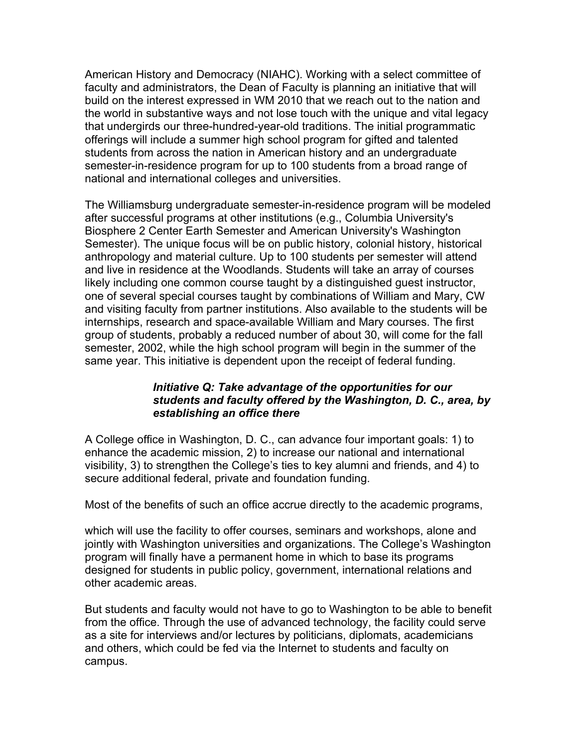American History and Democracy (NIAHC). Working with a select committee of faculty and administrators, the Dean of Faculty is planning an initiative that will build on the interest expressed in WM 2010 that we reach out to the nation and the world in substantive ways and not lose touch with the unique and vital legacy that undergirds our three-hundred-year-old traditions. The initial programmatic offerings will include a summer high school program for gifted and talented students from across the nation in American history and an undergraduate semester-in-residence program for up to 100 students from a broad range of national and international colleges and universities.

The Williamsburg undergraduate semester-in-residence program will be modeled after successful programs at other institutions (e.g., Columbia University's Biosphere 2 Center Earth Semester and American University's Washington Semester). The unique focus will be on public history, colonial history, historical anthropology and material culture. Up to 100 students per semester will attend and live in residence at the Woodlands. Students will take an array of courses likely including one common course taught by a distinguished guest instructor, one of several special courses taught by combinations of William and Mary, CW and visiting faculty from partner institutions. Also available to the students will be internships, research and space-available William and Mary courses. The first group of students, probably a reduced number of about 30, will come for the fall semester, 2002, while the high school program will begin in the summer of the same year. This initiative is dependent upon the receipt of federal funding.

***Initiative Q: Take advantage of the opportunities for our students and faculty offered by the Washington, D. C., area, by establishing an office there***

A College office in Washington, D. C., can advance four important goals: 1) to enhance the academic mission, 2) to increase our national and international visibility, 3) to strengthen the College's ties to key alumni and friends, and 4) to secure additional federal, private and foundation funding.

Most of the benefits of such an office accrue directly to the academic programs, which will use the facility to offer courses, seminars and workshops, alone and jointly with Washington universities and organizations. The College's Washington program will finally have a permanent home in which to base its programs designed for students in public policy, government, international relations and other academic areas.

But students and faculty would not have to go to Washington to be able to benefit from the office. Through the use of advanced technology, the facility could serve as a site for interviews and/or lectures by politicians, diplomats, academicians and others, which could be fed via the Internet to students and faculty on campus.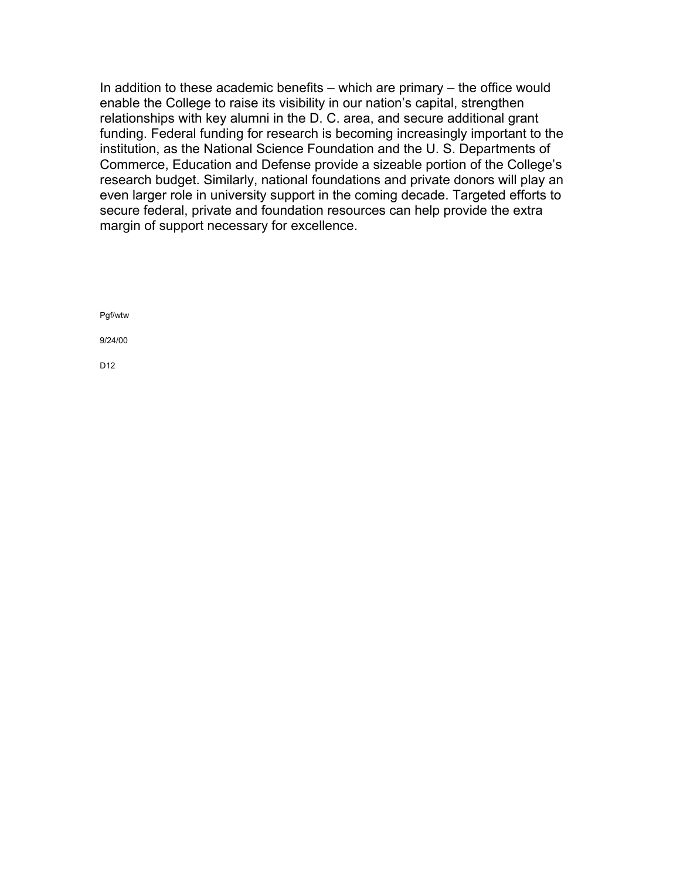In addition to these academic benefits – which are primary – the office would enable the College to raise its visibility in our nation's capital, strengthen relationships with key alumni in the D. C. area, and secure additional grant funding. Federal funding for research is becoming increasingly important to the institution, as the National Science Foundation and the U. S. Departments of Commerce, Education and Defense provide a sizeable portion of the College's research budget. Similarly, national foundations and private donors will play an even larger role in university support in the coming decade. Targeted efforts to secure federal, private and foundation resources can help provide the extra margin of support necessary for excellence.

Pgf/wtw

9/24/00

D12